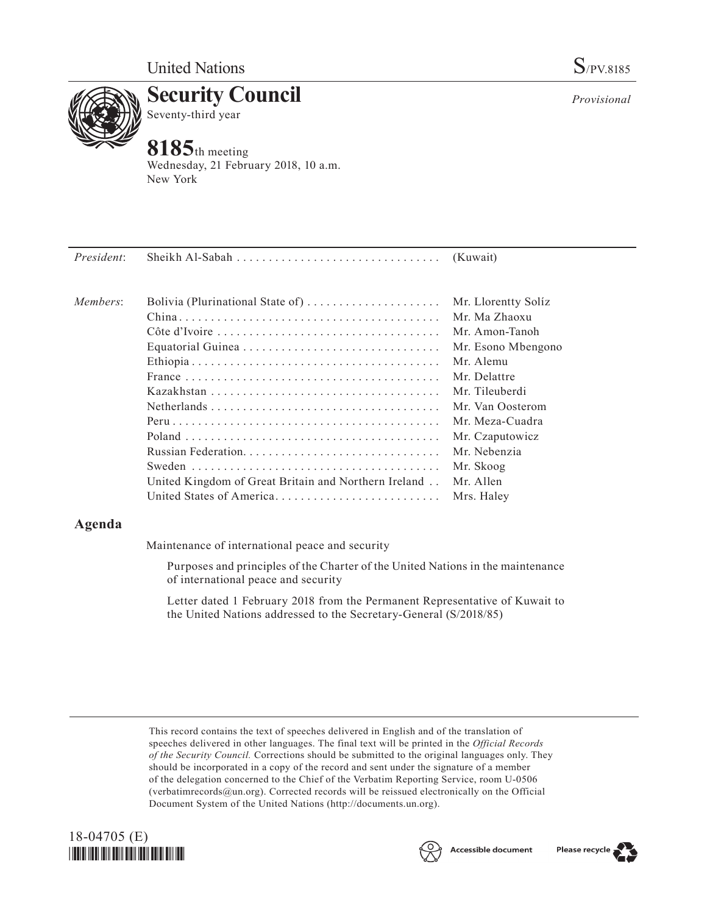United Nations

S/PV.8185

# Security Council

Seventy-third year

*Provisional*

## 8185th meeting

Wednesday, 21 February 2018, 10 a.m.
New York

| | | |
|---|---|---|
| *President*: | Sheikh Al-Sabah | (Kuwait) |
| | | |
| *Members*: | Bolivia (Plurinational State of) | Mr. Llorentty Solíz |
| | China | Mr. Ma Zhaoxu |
| | Côte d'Ivoire | Mr. Amon-Tanoh |
| | Equatorial Guinea | Mr. Esono Mbengono |
| | Ethiopia | Mr. Alemu |
| | France | Mr. Delattre |
| | Kazakhstan | Mr. Tileuberdi |
| | Netherlands | Mr. Van Oosterom |
| | Peru | Mr. Meza-Cuadra |
| | Poland | Mr. Czaputowicz |
| | Russian Federation | Mr. Nebenzia |
| | Sweden | Mr. Skoog |
| | United Kingdom of Great Britain and Northern Ireland | Mr. Allen |
| | United States of America | Mrs. Haley |

## Agenda

Maintenance of international peace and security

Purposes and principles of the Charter of the United Nations in the maintenance of international peace and security

Letter dated 1 February 2018 from the Permanent Representative of Kuwait to the United Nations addressed to the Secretary-General (S/2018/85)

This record contains the text of speeches delivered in English and of the translation of speeches delivered in other languages. The final text will be printed in the *Official Records of the Security Council*. Corrections should be submitted to the original languages only. They should be incorporated in a copy of the record and sent under the signature of a member of the delegation concerned to the Chief of the Verbatim Reporting Service, room U-0506 (verbatimrecords@un.org). Corrected records will be reissued electronically on the Official Document System of the United Nations (http://documents.un.org).

18-04705 (E)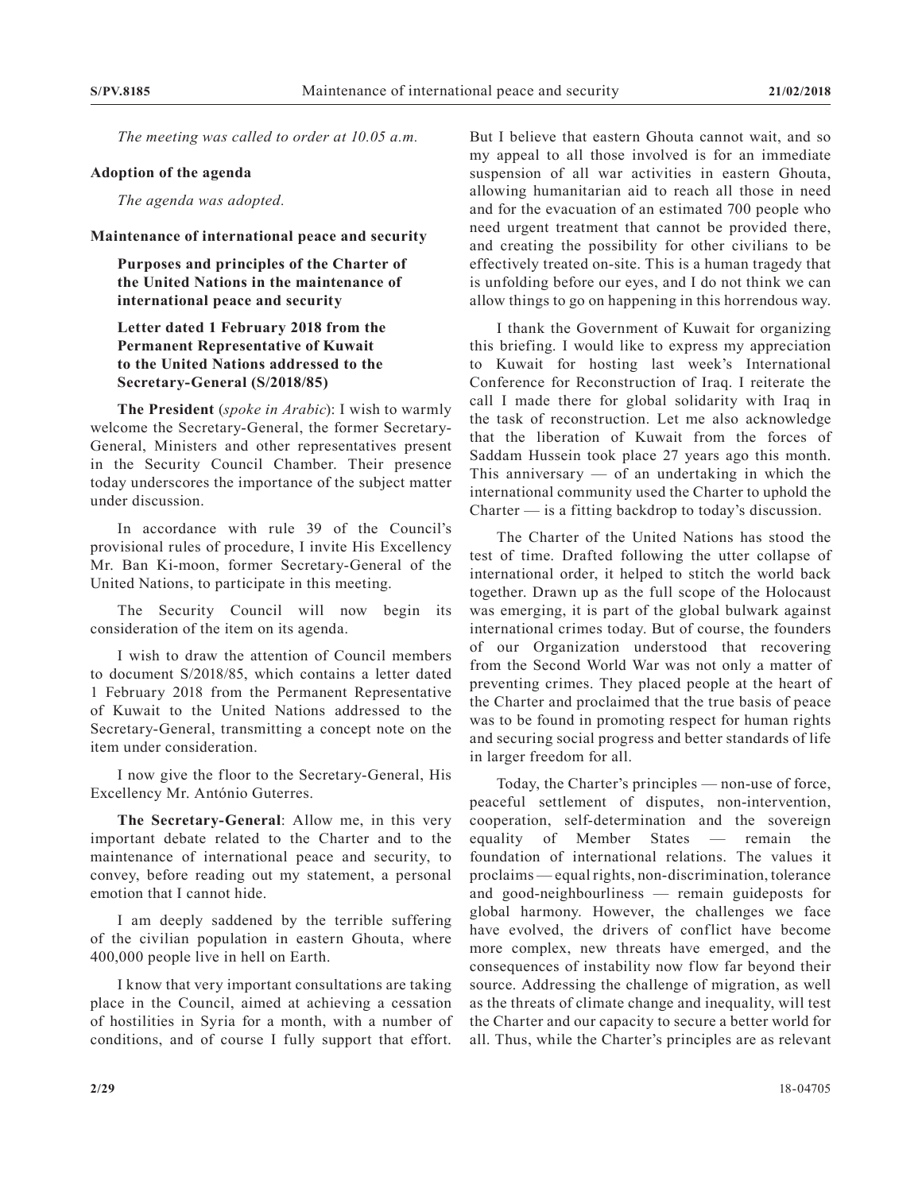*The meeting was called to order at 10.05 a.m.*

**Adoption of the agenda**

*The agenda was adopted.*

**Maintenance of international peace and security**

**Purposes and principles of the Charter of the United Nations in the maintenance of international peace and security**

**Letter dated 1 February 2018 from the Permanent Representative of Kuwait to the United Nations addressed to the Secretary-General (S/2018/85)**

**The President** (*spoke in Arabic*): I wish to warmly welcome the Secretary-General, the former Secretary-General, Ministers and other representatives present in the Security Council Chamber. Their presence today underscores the importance of the subject matter under discussion.

In accordance with rule 39 of the Council's provisional rules of procedure, I invite His Excellency Mr. Ban Ki-moon, former Secretary-General of the United Nations, to participate in this meeting.

The Security Council will now begin its consideration of the item on its agenda.

I wish to draw the attention of Council members to document S/2018/85, which contains a letter dated 1 February 2018 from the Permanent Representative of Kuwait to the United Nations addressed to the Secretary-General, transmitting a concept note on the item under consideration.

I now give the floor to the Secretary-General, His Excellency Mr. António Guterres.

**The Secretary-General**: Allow me, in this very important debate related to the Charter and to the maintenance of international peace and security, to convey, before reading out my statement, a personal emotion that I cannot hide.

I am deeply saddened by the terrible suffering of the civilian population in eastern Ghouta, where 400,000 people live in hell on Earth.

I know that very important consultations are taking place in the Council, aimed at achieving a cessation of hostilities in Syria for a month, with a number of conditions, and of course I fully support that effort. But I believe that eastern Ghouta cannot wait, and so my appeal to all those involved is for an immediate suspension of all war activities in eastern Ghouta, allowing humanitarian aid to reach all those in need and for the evacuation of an estimated 700 people who need urgent treatment that cannot be provided there, and creating the possibility for other civilians to be effectively treated on-site. This is a human tragedy that is unfolding before our eyes, and I do not think we can allow things to go on happening in this horrendous way.

I thank the Government of Kuwait for organizing this briefing. I would like to express my appreciation to Kuwait for hosting last week's International Conference for Reconstruction of Iraq. I reiterate the call I made there for global solidarity with Iraq in the task of reconstruction. Let me also acknowledge that the liberation of Kuwait from the forces of Saddam Hussein took place 27 years ago this month. This anniversary — of an undertaking in which the international community used the Charter to uphold the Charter — is a fitting backdrop to today's discussion.

The Charter of the United Nations has stood the test of time. Drafted following the utter collapse of international order, it helped to stitch the world back together. Drawn up as the full scope of the Holocaust was emerging, it is part of the global bulwark against international crimes today. But of course, the founders of our Organization understood that recovering from the Second World War was not only a matter of preventing crimes. They placed people at the heart of the Charter and proclaimed that the true basis of peace was to be found in promoting respect for human rights and securing social progress and better standards of life in larger freedom for all.

Today, the Charter's principles — non-use of force, peaceful settlement of disputes, non-intervention, cooperation, self-determination and the sovereign equality of Member States — remain the foundation of international relations. The values it proclaims — equal rights, non-discrimination, tolerance and good-neighbourliness — remain guideposts for global harmony. However, the challenges we face have evolved, the drivers of conflict have become more complex, new threats have emerged, and the consequences of instability now flow far beyond their source. Addressing the challenge of migration, as well as the threats of climate change and inequality, will test the Charter and our capacity to secure a better world for all. Thus, while the Charter's principles are as relevant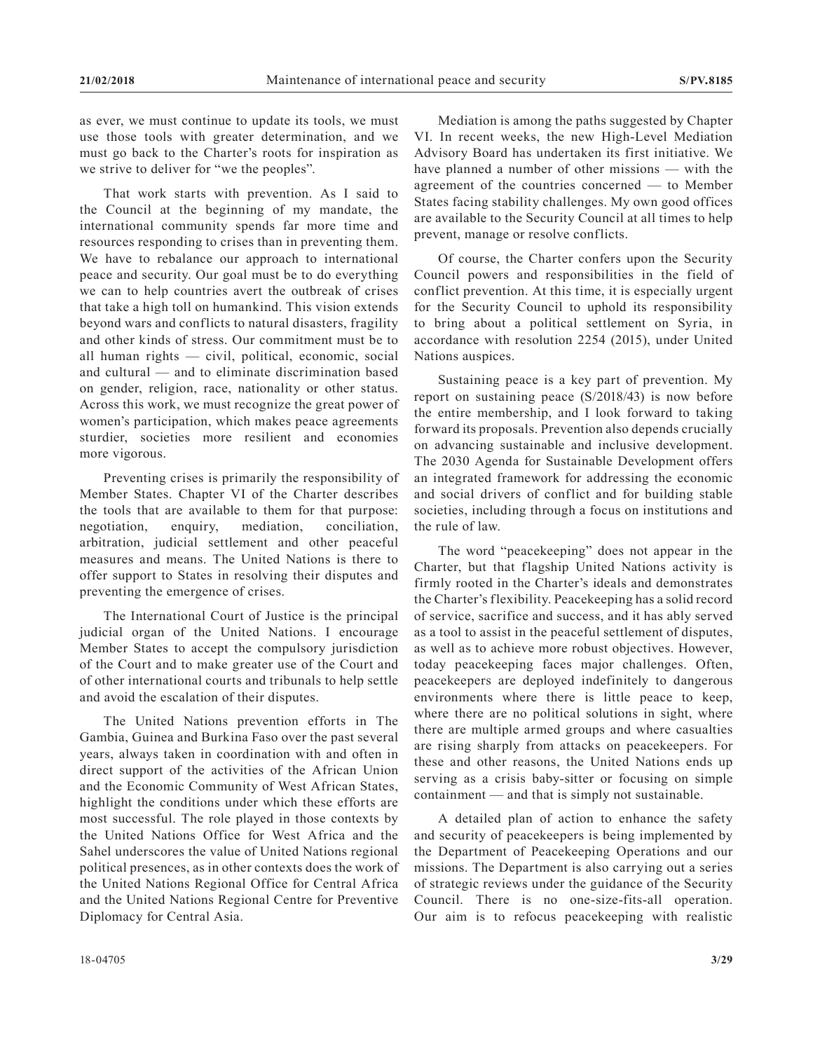as ever, we must continue to update its tools, we must use those tools with greater determination, and we must go back to the Charter's roots for inspiration as we strive to deliver for "we the peoples".

That work starts with prevention. As I said to the Council at the beginning of my mandate, the international community spends far more time and resources responding to crises than in preventing them. We have to rebalance our approach to international peace and security. Our goal must be to do everything we can to help countries avert the outbreak of crises that take a high toll on humankind. This vision extends beyond wars and conflicts to natural disasters, fragility and other kinds of stress. Our commitment must be to all human rights — civil, political, economic, social and cultural — and to eliminate discrimination based on gender, religion, race, nationality or other status. Across this work, we must recognize the great power of women's participation, which makes peace agreements sturdier, societies more resilient and economies more vigorous.

Preventing crises is primarily the responsibility of Member States. Chapter VI of the Charter describes the tools that are available to them for that purpose: negotiation, enquiry, mediation, conciliation, arbitration, judicial settlement and other peaceful measures and means. The United Nations is there to offer support to States in resolving their disputes and preventing the emergence of crises.

The International Court of Justice is the principal judicial organ of the United Nations. I encourage Member States to accept the compulsory jurisdiction of the Court and to make greater use of the Court and of other international courts and tribunals to help settle and avoid the escalation of their disputes.

The United Nations prevention efforts in The Gambia, Guinea and Burkina Faso over the past several years, always taken in coordination with and often in direct support of the activities of the African Union and the Economic Community of West African States, highlight the conditions under which these efforts are most successful. The role played in those contexts by the United Nations Office for West Africa and the Sahel underscores the value of United Nations regional political presences, as in other contexts does the work of the United Nations Regional Office for Central Africa and the United Nations Regional Centre for Preventive Diplomacy for Central Asia.

Mediation is among the paths suggested by Chapter VI. In recent weeks, the new High-Level Mediation Advisory Board has undertaken its first initiative. We have planned a number of other missions — with the agreement of the countries concerned — to Member States facing stability challenges. My own good offices are available to the Security Council at all times to help prevent, manage or resolve conflicts.

Of course, the Charter confers upon the Security Council powers and responsibilities in the field of conflict prevention. At this time, it is especially urgent for the Security Council to uphold its responsibility to bring about a political settlement on Syria, in accordance with resolution 2254 (2015), under United Nations auspices.

Sustaining peace is a key part of prevention. My report on sustaining peace (S/2018/43) is now before the entire membership, and I look forward to taking forward its proposals. Prevention also depends crucially on advancing sustainable and inclusive development. The 2030 Agenda for Sustainable Development offers an integrated framework for addressing the economic and social drivers of conflict and for building stable societies, including through a focus on institutions and the rule of law.

The word "peacekeeping" does not appear in the Charter, but that flagship United Nations activity is firmly rooted in the Charter's ideals and demonstrates the Charter's flexibility. Peacekeeping has a solid record of service, sacrifice and success, and it has ably served as a tool to assist in the peaceful settlement of disputes, as well as to achieve more robust objectives. However, today peacekeeping faces major challenges. Often, peacekeepers are deployed indefinitely to dangerous environments where there is little peace to keep, where there are no political solutions in sight, where there are multiple armed groups and where casualties are rising sharply from attacks on peacekeepers. For these and other reasons, the United Nations ends up serving as a crisis baby-sitter or focusing on simple containment — and that is simply not sustainable.

A detailed plan of action to enhance the safety and security of peacekeepers is being implemented by the Department of Peacekeeping Operations and our missions. The Department is also carrying out a series of strategic reviews under the guidance of the Security Council. There is no one-size-fits-all operation. Our aim is to refocus peacekeeping with realistic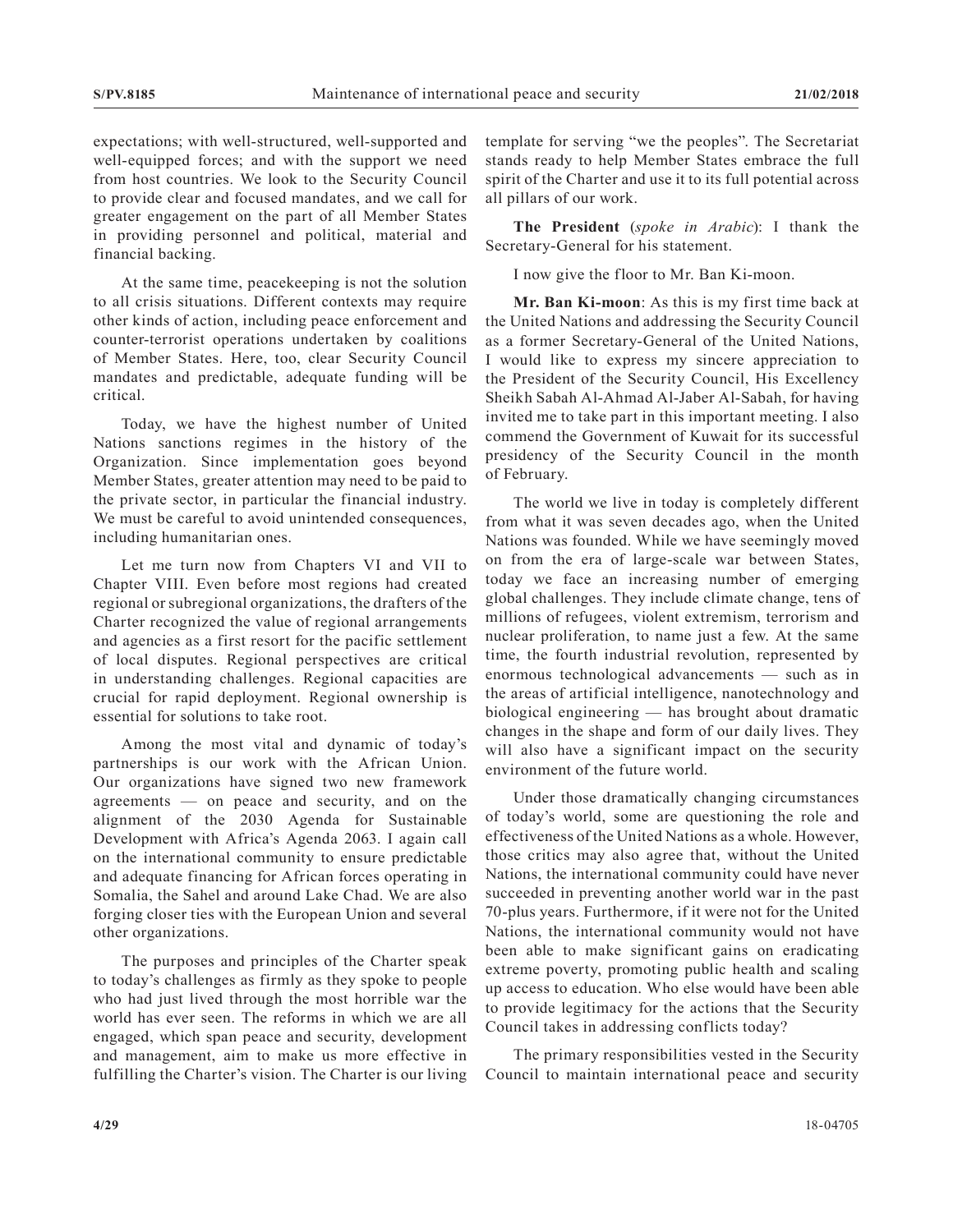expectations; with well-structured, well-supported and well-equipped forces; and with the support we need from host countries. We look to the Security Council to provide clear and focused mandates, and we call for greater engagement on the part of all Member States in providing personnel and political, material and financial backing.

At the same time, peacekeeping is not the solution to all crisis situations. Different contexts may require other kinds of action, including peace enforcement and counter-terrorist operations undertaken by coalitions of Member States. Here, too, clear Security Council mandates and predictable, adequate funding will be critical.

Today, we have the highest number of United Nations sanctions regimes in the history of the Organization. Since implementation goes beyond Member States, greater attention may need to be paid to the private sector, in particular the financial industry. We must be careful to avoid unintended consequences, including humanitarian ones.

Let me turn now from Chapters VI and VII to Chapter VIII. Even before most regions had created regional or subregional organizations, the drafters of the Charter recognized the value of regional arrangements and agencies as a first resort for the pacific settlement of local disputes. Regional perspectives are critical in understanding challenges. Regional capacities are crucial for rapid deployment. Regional ownership is essential for solutions to take root.

Among the most vital and dynamic of today's partnerships is our work with the African Union. Our organizations have signed two new framework agreements — on peace and security, and on the alignment of the 2030 Agenda for Sustainable Development with Africa's Agenda 2063. I again call on the international community to ensure predictable and adequate financing for African forces operating in Somalia, the Sahel and around Lake Chad. We are also forging closer ties with the European Union and several other organizations.

The purposes and principles of the Charter speak to today's challenges as firmly as they spoke to people who had just lived through the most horrible war the world has ever seen. The reforms in which we are all engaged, which span peace and security, development and management, aim to make us more effective in fulfilling the Charter's vision. The Charter is our living template for serving "we the peoples". The Secretariat stands ready to help Member States embrace the full spirit of the Charter and use it to its full potential across all pillars of our work.

**The President** (*spoke in Arabic*): I thank the Secretary-General for his statement.

I now give the floor to Mr. Ban Ki-moon.

**Mr. Ban Ki-moon**: As this is my first time back at the United Nations and addressing the Security Council as a former Secretary-General of the United Nations, I would like to express my sincere appreciation to the President of the Security Council, His Excellency Sheikh Sabah Al-Ahmad Al-Jaber Al-Sabah, for having invited me to take part in this important meeting. I also commend the Government of Kuwait for its successful presidency of the Security Council in the month of February.

The world we live in today is completely different from what it was seven decades ago, when the United Nations was founded. While we have seemingly moved on from the era of large-scale war between States, today we face an increasing number of emerging global challenges. They include climate change, tens of millions of refugees, violent extremism, terrorism and nuclear proliferation, to name just a few. At the same time, the fourth industrial revolution, represented by enormous technological advancements — such as in the areas of artificial intelligence, nanotechnology and biological engineering — has brought about dramatic changes in the shape and form of our daily lives. They will also have a significant impact on the security environment of the future world.

Under those dramatically changing circumstances of today's world, some are questioning the role and effectiveness of the United Nations as a whole. However, those critics may also agree that, without the United Nations, the international community could have never succeeded in preventing another world war in the past 70-plus years. Furthermore, if it were not for the United Nations, the international community would not have been able to make significant gains on eradicating extreme poverty, promoting public health and scaling up access to education. Who else would have been able to provide legitimacy for the actions that the Security Council takes in addressing conflicts today?

The primary responsibilities vested in the Security Council to maintain international peace and security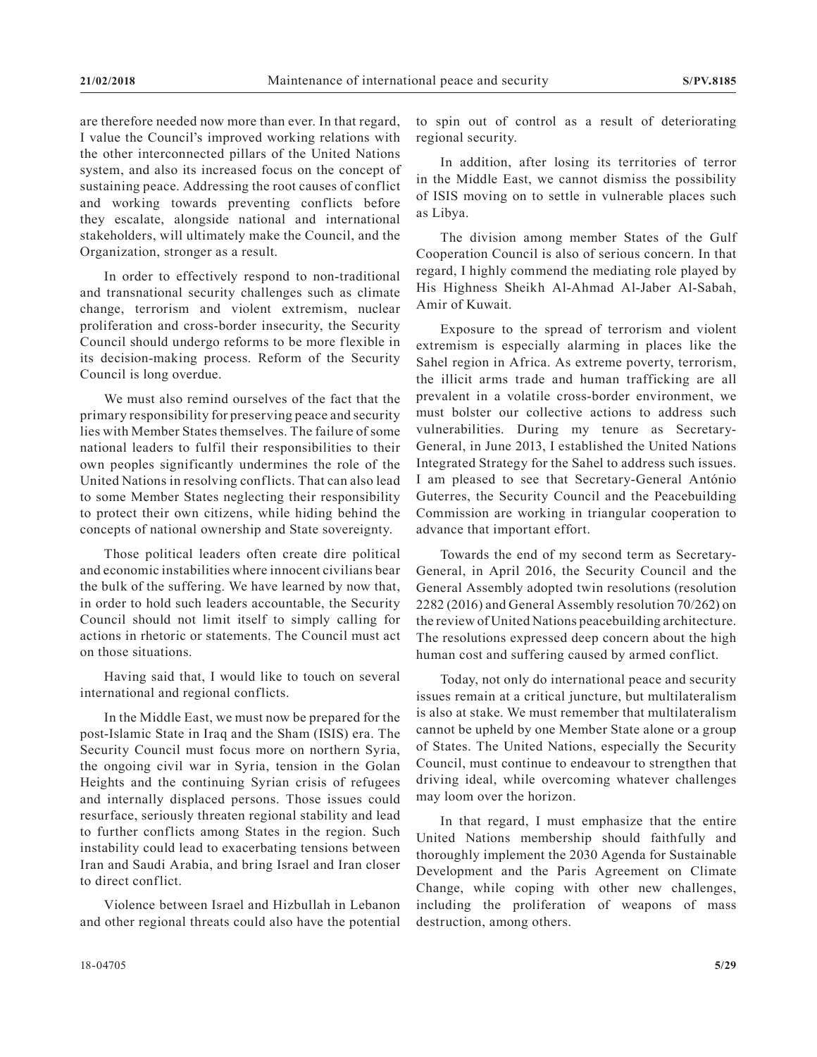are therefore needed now more than ever. In that regard, I value the Council's improved working relations with the other interconnected pillars of the United Nations system, and also its increased focus on the concept of sustaining peace. Addressing the root causes of conflict and working towards preventing conflicts before they escalate, alongside national and international stakeholders, will ultimately make the Council, and the Organization, stronger as a result.

In order to effectively respond to non-traditional and transnational security challenges such as climate change, terrorism and violent extremism, nuclear proliferation and cross-border insecurity, the Security Council should undergo reforms to be more flexible in its decision-making process. Reform of the Security Council is long overdue.

We must also remind ourselves of the fact that the primary responsibility for preserving peace and security lies with Member States themselves. The failure of some national leaders to fulfil their responsibilities to their own peoples significantly undermines the role of the United Nations in resolving conflicts. That can also lead to some Member States neglecting their responsibility to protect their own citizens, while hiding behind the concepts of national ownership and State sovereignty.

Those political leaders often create dire political and economic instabilities where innocent civilians bear the bulk of the suffering. We have learned by now that, in order to hold such leaders accountable, the Security Council should not limit itself to simply calling for actions in rhetoric or statements. The Council must act on those situations.

Having said that, I would like to touch on several international and regional conflicts.

In the Middle East, we must now be prepared for the post-Islamic State in Iraq and the Sham (ISIS) era. The Security Council must focus more on northern Syria, the ongoing civil war in Syria, tension in the Golan Heights and the continuing Syrian crisis of refugees and internally displaced persons. Those issues could resurface, seriously threaten regional stability and lead to further conflicts among States in the region. Such instability could lead to exacerbating tensions between Iran and Saudi Arabia, and bring Israel and Iran closer to direct conflict.

Violence between Israel and Hizbullah in Lebanon and other regional threats could also have the potential to spin out of control as a result of deteriorating regional security.

In addition, after losing its territories of terror in the Middle East, we cannot dismiss the possibility of ISIS moving on to settle in vulnerable places such as Libya.

The division among member States of the Gulf Cooperation Council is also of serious concern. In that regard, I highly commend the mediating role played by His Highness Sheikh Al-Ahmad Al-Jaber Al-Sabah, Amir of Kuwait.

Exposure to the spread of terrorism and violent extremism is especially alarming in places like the Sahel region in Africa. As extreme poverty, terrorism, the illicit arms trade and human trafficking are all prevalent in a volatile cross-border environment, we must bolster our collective actions to address such vulnerabilities. During my tenure as Secretary-General, in June 2013, I established the United Nations Integrated Strategy for the Sahel to address such issues. I am pleased to see that Secretary-General António Guterres, the Security Council and the Peacebuilding Commission are working in triangular cooperation to advance that important effort.

Towards the end of my second term as Secretary-General, in April 2016, the Security Council and the General Assembly adopted twin resolutions (resolution 2282 (2016) and General Assembly resolution 70/262) on the review of United Nations peacebuilding architecture. The resolutions expressed deep concern about the high human cost and suffering caused by armed conflict.

Today, not only do international peace and security issues remain at a critical juncture, but multilateralism is also at stake. We must remember that multilateralism cannot be upheld by one Member State alone or a group of States. The United Nations, especially the Security Council, must continue to endeavour to strengthen that driving ideal, while overcoming whatever challenges may loom over the horizon.

In that regard, I must emphasize that the entire United Nations membership should faithfully and thoroughly implement the 2030 Agenda for Sustainable Development and the Paris Agreement on Climate Change, while coping with other new challenges, including the proliferation of weapons of mass destruction, among others.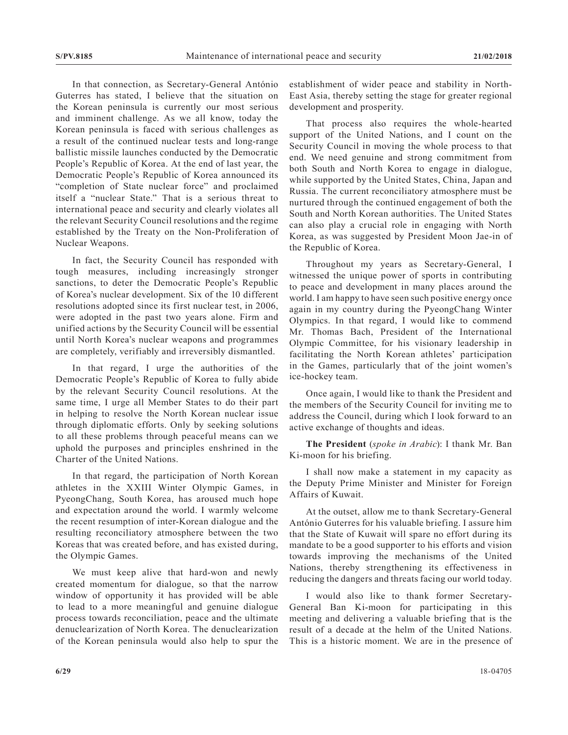In that connection, as Secretary-General António Guterres has stated, I believe that the situation on the Korean peninsula is currently our most serious and imminent challenge. As we all know, today the Korean peninsula is faced with serious challenges as a result of the continued nuclear tests and long-range ballistic missile launches conducted by the Democratic People's Republic of Korea. At the end of last year, the Democratic People's Republic of Korea announced its "completion of State nuclear force" and proclaimed itself a "nuclear State." That is a serious threat to international peace and security and clearly violates all the relevant Security Council resolutions and the regime established by the Treaty on the Non-Proliferation of Nuclear Weapons.

In fact, the Security Council has responded with tough measures, including increasingly stronger sanctions, to deter the Democratic People's Republic of Korea's nuclear development. Six of the 10 different resolutions adopted since its first nuclear test, in 2006, were adopted in the past two years alone. Firm and unified actions by the Security Council will be essential until North Korea's nuclear weapons and programmes are completely, verifiably and irreversibly dismantled.

In that regard, I urge the authorities of the Democratic People's Republic of Korea to fully abide by the relevant Security Council resolutions. At the same time, I urge all Member States to do their part in helping to resolve the North Korean nuclear issue through diplomatic efforts. Only by seeking solutions to all these problems through peaceful means can we uphold the purposes and principles enshrined in the Charter of the United Nations.

In that regard, the participation of North Korean athletes in the XXIII Winter Olympic Games, in PyeongChang, South Korea, has aroused much hope and expectation around the world. I warmly welcome the recent resumption of inter-Korean dialogue and the resulting reconciliatory atmosphere between the two Koreas that was created before, and has existed during, the Olympic Games.

We must keep alive that hard-won and newly created momentum for dialogue, so that the narrow window of opportunity it has provided will be able to lead to a more meaningful and genuine dialogue process towards reconciliation, peace and the ultimate denuclearization of North Korea. The denuclearization of the Korean peninsula would also help to spur the establishment of wider peace and stability in North-East Asia, thereby setting the stage for greater regional development and prosperity.

That process also requires the whole-hearted support of the United Nations, and I count on the Security Council in moving the whole process to that end. We need genuine and strong commitment from both South and North Korea to engage in dialogue, while supported by the United States, China, Japan and Russia. The current reconciliatory atmosphere must be nurtured through the continued engagement of both the South and North Korean authorities. The United States can also play a crucial role in engaging with North Korea, as was suggested by President Moon Jae-in of the Republic of Korea.

Throughout my years as Secretary-General, I witnessed the unique power of sports in contributing to peace and development in many places around the world. I am happy to have seen such positive energy once again in my country during the PyeongChang Winter Olympics. In that regard, I would like to commend Mr. Thomas Bach, President of the International Olympic Committee, for his visionary leadership in facilitating the North Korean athletes' participation in the Games, particularly that of the joint women's ice-hockey team.

Once again, I would like to thank the President and the members of the Security Council for inviting me to address the Council, during which I look forward to an active exchange of thoughts and ideas.

**The President** (*spoke in Arabic*): I thank Mr. Ban Ki-moon for his briefing.

I shall now make a statement in my capacity as the Deputy Prime Minister and Minister for Foreign Affairs of Kuwait.

At the outset, allow me to thank Secretary-General António Guterres for his valuable briefing. I assure him that the State of Kuwait will spare no effort during its mandate to be a good supporter to his efforts and vision towards improving the mechanisms of the United Nations, thereby strengthening its effectiveness in reducing the dangers and threats facing our world today.

I would also like to thank former Secretary-General Ban Ki-moon for participating in this meeting and delivering a valuable briefing that is the result of a decade at the helm of the United Nations. This is a historic moment. We are in the presence of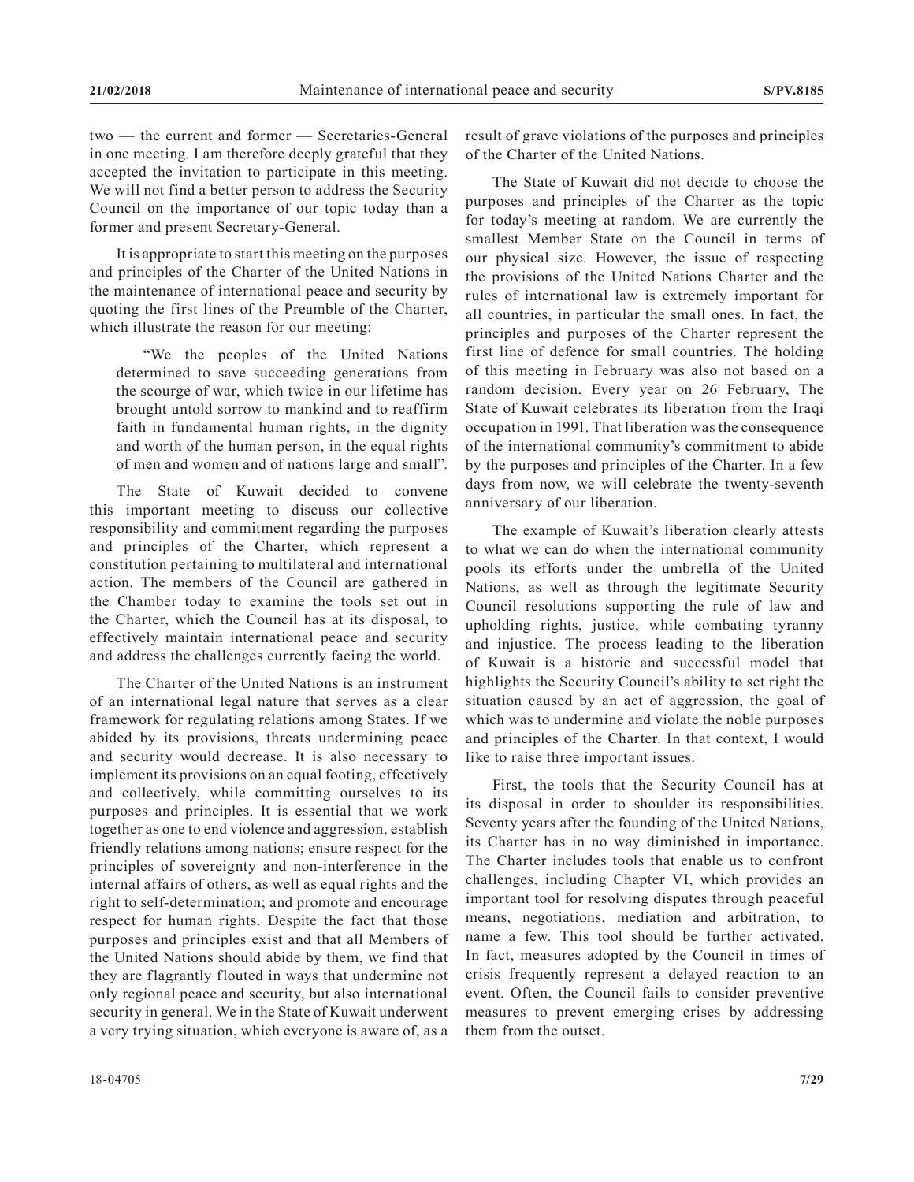two — the current and former — Secretaries-General in one meeting. I am therefore deeply grateful that they accepted the invitation to participate in this meeting. We will not find a better person to address the Security Council on the importance of our topic today than a former and present Secretary-General.

It is appropriate to start this meeting on the purposes and principles of the Charter of the United Nations in the maintenance of international peace and security by quoting the first lines of the Preamble of the Charter, which illustrate the reason for our meeting:

> "We the peoples of the United Nations determined to save succeeding generations from the scourge of war, which twice in our lifetime has brought untold sorrow to mankind and to reaffirm faith in fundamental human rights, in the dignity and worth of the human person, in the equal rights of men and women and of nations large and small".

The State of Kuwait decided to convene this important meeting to discuss our collective responsibility and commitment regarding the purposes and principles of the Charter, which represent a constitution pertaining to multilateral and international action. The members of the Council are gathered in the Chamber today to examine the tools set out in the Charter, which the Council has at its disposal, to effectively maintain international peace and security and address the challenges currently facing the world.

The Charter of the United Nations is an instrument of an international legal nature that serves as a clear framework for regulating relations among States. If we abided by its provisions, threats undermining peace and security would decrease. It is also necessary to implement its provisions on an equal footing, effectively and collectively, while committing ourselves to its purposes and principles. It is essential that we work together as one to end violence and aggression, establish friendly relations among nations; ensure respect for the principles of sovereignty and non-interference in the internal affairs of others, as well as equal rights and the right to self-determination; and promote and encourage respect for human rights. Despite the fact that those purposes and principles exist and that all Members of the United Nations should abide by them, we find that they are flagrantly flouted in ways that undermine not only regional peace and security, but also international security in general. We in the State of Kuwait underwent a very trying situation, which everyone is aware of, as a result of grave violations of the purposes and principles of the Charter of the United Nations.

The State of Kuwait did not decide to choose the purposes and principles of the Charter as the topic for today's meeting at random. We are currently the smallest Member State on the Council in terms of our physical size. However, the issue of respecting the provisions of the United Nations Charter and the rules of international law is extremely important for all countries, in particular the small ones. In fact, the principles and purposes of the Charter represent the first line of defence for small countries. The holding of this meeting in February was also not based on a random decision. Every year on 26 February, The State of Kuwait celebrates its liberation from the Iraqi occupation in 1991. That liberation was the consequence of the international community's commitment to abide by the purposes and principles of the Charter. In a few days from now, we will celebrate the twenty-seventh anniversary of our liberation.

The example of Kuwait's liberation clearly attests to what we can do when the international community pools its efforts under the umbrella of the United Nations, as well as through the legitimate Security Council resolutions supporting the rule of law and upholding rights, justice, while combating tyranny and injustice. The process leading to the liberation of Kuwait is a historic and successful model that highlights the Security Council's ability to set right the situation caused by an act of aggression, the goal of which was to undermine and violate the noble purposes and principles of the Charter. In that context, I would like to raise three important issues.

First, the tools that the Security Council has at its disposal in order to shoulder its responsibilities. Seventy years after the founding of the United Nations, its Charter has in no way diminished in importance. The Charter includes tools that enable us to confront challenges, including Chapter VI, which provides an important tool for resolving disputes through peaceful means, negotiations, mediation and arbitration, to name a few. This tool should be further activated. In fact, measures adopted by the Council in times of crisis frequently represent a delayed reaction to an event. Often, the Council fails to consider preventive measures to prevent emerging crises by addressing them from the outset.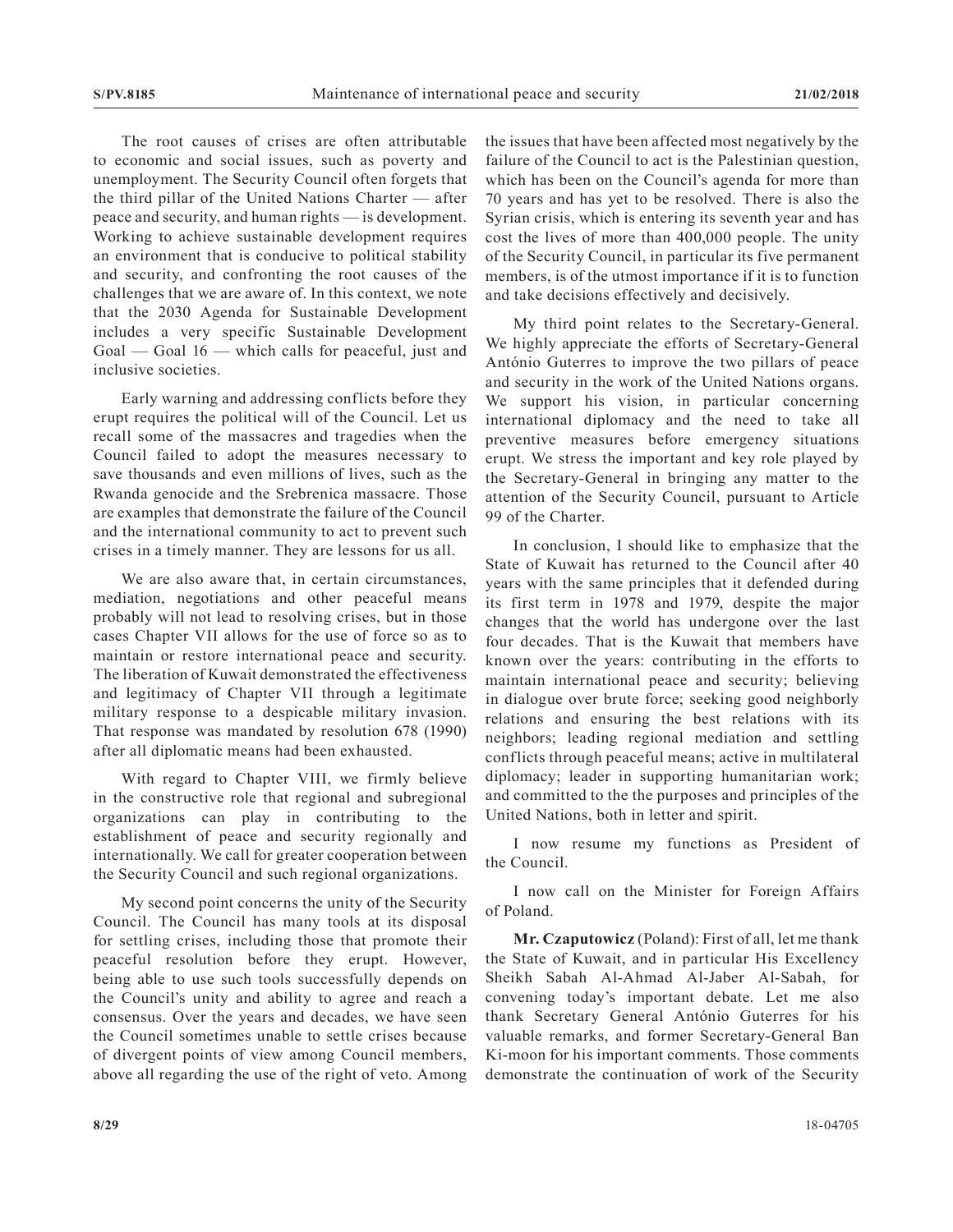The root causes of crises are often attributable to economic and social issues, such as poverty and unemployment. The Security Council often forgets that the third pillar of the United Nations Charter — after peace and security, and human rights — is development. Working to achieve sustainable development requires an environment that is conducive to political stability and security, and confronting the root causes of the challenges that we are aware of. In this context, we note that the 2030 Agenda for Sustainable Development includes a very specific Sustainable Development Goal — Goal 16 — which calls for peaceful, just and inclusive societies.

Early warning and addressing conflicts before they erupt requires the political will of the Council. Let us recall some of the massacres and tragedies when the Council failed to adopt the measures necessary to save thousands and even millions of lives, such as the Rwanda genocide and the Srebrenica massacre. Those are examples that demonstrate the failure of the Council and the international community to act to prevent such crises in a timely manner. They are lessons for us all.

We are also aware that, in certain circumstances, mediation, negotiations and other peaceful means probably will not lead to resolving crises, but in those cases Chapter VII allows for the use of force so as to maintain or restore international peace and security. The liberation of Kuwait demonstrated the effectiveness and legitimacy of Chapter VII through a legitimate military response to a despicable military invasion. That response was mandated by resolution 678 (1990) after all diplomatic means had been exhausted.

With regard to Chapter VIII, we firmly believe in the constructive role that regional and subregional organizations can play in contributing to the establishment of peace and security regionally and internationally. We call for greater cooperation between the Security Council and such regional organizations.

My second point concerns the unity of the Security Council. The Council has many tools at its disposal for settling crises, including those that promote their peaceful resolution before they erupt. However, being able to use such tools successfully depends on the Council's unity and ability to agree and reach a consensus. Over the years and decades, we have seen the Council sometimes unable to settle crises because of divergent points of view among Council members, above all regarding the use of the right of veto. Among the issues that have been affected most negatively by the failure of the Council to act is the Palestinian question, which has been on the Council's agenda for more than 70 years and has yet to be resolved. There is also the Syrian crisis, which is entering its seventh year and has cost the lives of more than 400,000 people. The unity of the Security Council, in particular its five permanent members, is of the utmost importance if it is to function and take decisions effectively and decisively.

My third point relates to the Secretary-General. We highly appreciate the efforts of Secretary-General António Guterres to improve the two pillars of peace and security in the work of the United Nations organs. We support his vision, in particular concerning international diplomacy and the need to take all preventive measures before emergency situations erupt. We stress the important and key role played by the Secretary-General in bringing any matter to the attention of the Security Council, pursuant to Article 99 of the Charter.

In conclusion, I should like to emphasize that the State of Kuwait has returned to the Council after 40 years with the same principles that it defended during its first term in 1978 and 1979, despite the major changes that the world has undergone over the last four decades. That is the Kuwait that members have known over the years: contributing in the efforts to maintain international peace and security; believing in dialogue over brute force; seeking good neighborly relations and ensuring the best relations with its neighbors; leading regional mediation and settling conflicts through peaceful means; active in multilateral diplomacy; leader in supporting humanitarian work; and committed to the the purposes and principles of the United Nations, both in letter and spirit.

I now resume my functions as President of the Council.

I now call on the Minister for Foreign Affairs of Poland.

**Mr. Czaputowicz** (Poland): First of all, let me thank the State of Kuwait, and in particular His Excellency Sheikh Sabah Al-Ahmad Al-Jaber Al-Sabah, for convening today's important debate. Let me also thank Secretary General António Guterres for his valuable remarks, and former Secretary-General Ban Ki-moon for his important comments. Those comments demonstrate the continuation of work of the Security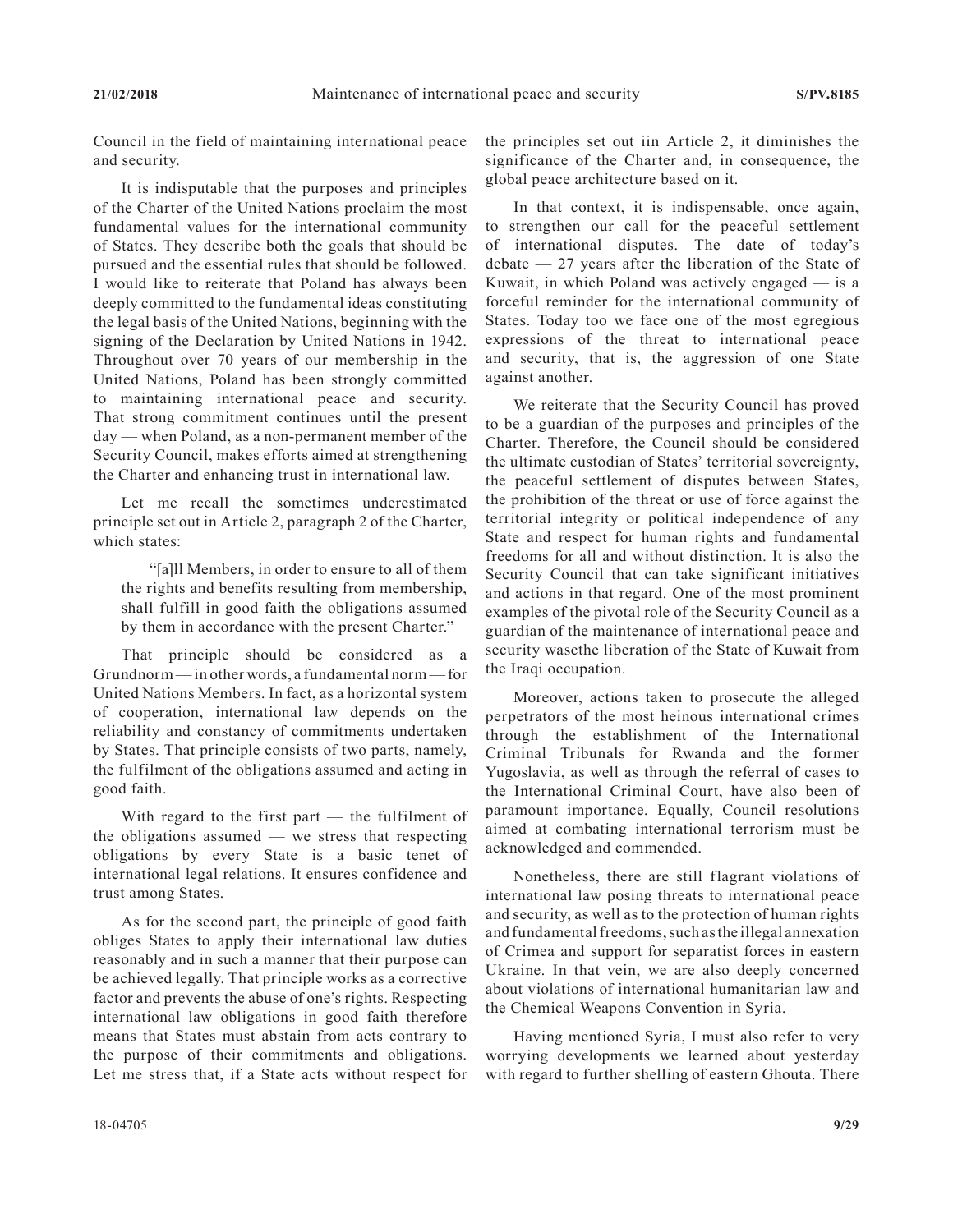Council in the field of maintaining international peace and security.

It is indisputable that the purposes and principles of the Charter of the United Nations proclaim the most fundamental values for the international community of States. They describe both the goals that should be pursued and the essential rules that should be followed. I would like to reiterate that Poland has always been deeply committed to the fundamental ideas constituting the legal basis of the United Nations, beginning with the signing of the Declaration by United Nations in 1942. Throughout over 70 years of our membership in the United Nations, Poland has been strongly committed to maintaining international peace and security. That strong commitment continues until the present day — when Poland, as a non-permanent member of the Security Council, makes efforts aimed at strengthening the Charter and enhancing trust in international law.

Let me recall the sometimes underestimated principle set out in Article 2, paragraph 2 of the Charter, which states:

> "[a]ll Members, in order to ensure to all of them the rights and benefits resulting from membership, shall fulfill in good faith the obligations assumed by them in accordance with the present Charter."

That principle should be considered as a Grundnorm — in other words, a fundamental norm — for United Nations Members. In fact, as a horizontal system of cooperation, international law depends on the reliability and constancy of commitments undertaken by States. That principle consists of two parts, namely, the fulfilment of the obligations assumed and acting in good faith.

With regard to the first part — the fulfilment of the obligations assumed — we stress that respecting obligations by every State is a basic tenet of international legal relations. It ensures confidence and trust among States.

As for the second part, the principle of good faith obliges States to apply their international law duties reasonably and in such a manner that their purpose can be achieved legally. That principle works as a corrective factor and prevents the abuse of one's rights. Respecting international law obligations in good faith therefore means that States must abstain from acts contrary to the purpose of their commitments and obligations. Let me stress that, if a State acts without respect for the principles set out iin Article 2, it diminishes the significance of the Charter and, in consequence, the global peace architecture based on it.

In that context, it is indispensable, once again, to strengthen our call for the peaceful settlement of international disputes. The date of today's debate — 27 years after the liberation of the State of Kuwait, in which Poland was actively engaged — is a forceful reminder for the international community of States. Today too we face one of the most egregious expressions of the threat to international peace and security, that is, the aggression of one State against another.

We reiterate that the Security Council has proved to be a guardian of the purposes and principles of the Charter. Therefore, the Council should be considered the ultimate custodian of States' territorial sovereignty, the peaceful settlement of disputes between States, the prohibition of the threat or use of force against the territorial integrity or political independence of any State and respect for human rights and fundamental freedoms for all and without distinction. It is also the Security Council that can take significant initiatives and actions in that regard. One of the most prominent examples of the pivotal role of the Security Council as a guardian of the maintenance of international peace and security wascthe liberation of the State of Kuwait from the Iraqi occupation.

Moreover, actions taken to prosecute the alleged perpetrators of the most heinous international crimes through the establishment of the International Criminal Tribunals for Rwanda and the former Yugoslavia, as well as through the referral of cases to the International Criminal Court, have also been of paramount importance. Equally, Council resolutions aimed at combating international terrorism must be acknowledged and commended.

Nonetheless, there are still flagrant violations of international law posing threats to international peace and security, as well as to the protection of human rights and fundamental freedoms, such as the illegal annexation of Crimea and support for separatist forces in eastern Ukraine. In that vein, we are also deeply concerned about violations of international humanitarian law and the Chemical Weapons Convention in Syria.

Having mentioned Syria, I must also refer to very worrying developments we learned about yesterday with regard to further shelling of eastern Ghouta. There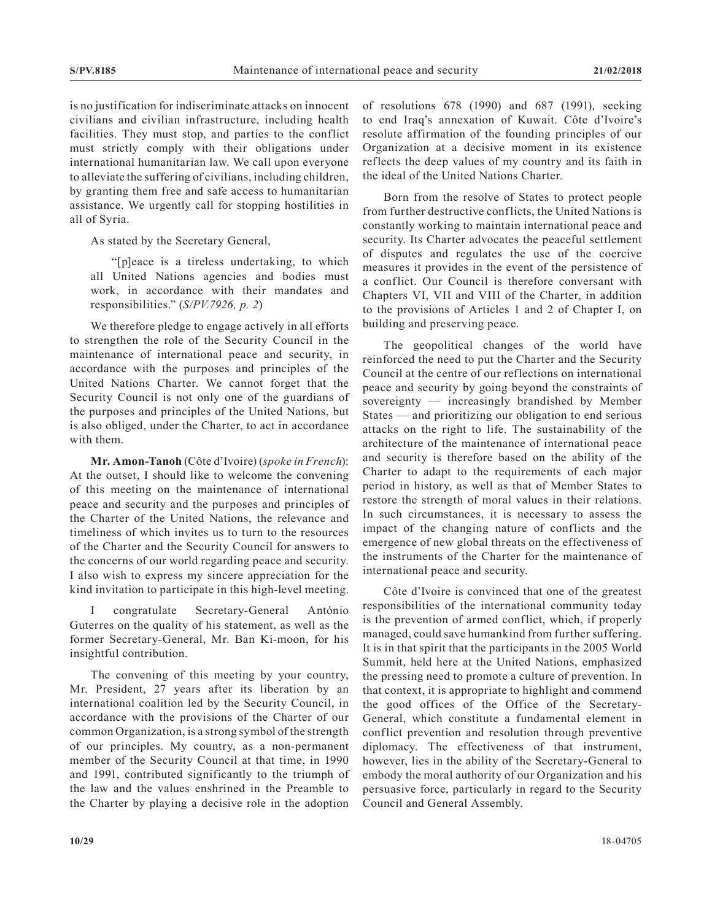is no justification for indiscriminate attacks on innocent civilians and civilian infrastructure, including health facilities. They must stop, and parties to the conflict must strictly comply with their obligations under international humanitarian law. We call upon everyone to alleviate the suffering of civilians, including children, by granting them free and safe access to humanitarian assistance. We urgently call for stopping hostilities in all of Syria.

As stated by the Secretary General,

> "[p]eace is a tireless undertaking, to which all United Nations agencies and bodies must work, in accordance with their mandates and responsibilities." (*S/PV.7926, p. 2*)

We therefore pledge to engage actively in all efforts to strengthen the role of the Security Council in the maintenance of international peace and security, in accordance with the purposes and principles of the United Nations Charter. We cannot forget that the Security Council is not only one of the guardians of the purposes and principles of the United Nations, but is also obliged, under the Charter, to act in accordance with them.

**Mr. Amon-Tanoh** (Côte d'Ivoire) (*spoke in French*): At the outset, I should like to welcome the convening of this meeting on the maintenance of international peace and security and the purposes and principles of the Charter of the United Nations, the relevance and timeliness of which invites us to turn to the resources of the Charter and the Security Council for answers to the concerns of our world regarding peace and security. I also wish to express my sincere appreciation for the kind invitation to participate in this high-level meeting.

I congratulate Secretary-General António Guterres on the quality of his statement, as well as the former Secretary-General, Mr. Ban Ki-moon, for his insightful contribution.

The convening of this meeting by your country, Mr. President, 27 years after its liberation by an international coalition led by the Security Council, in accordance with the provisions of the Charter of our common Organization, is a strong symbol of the strength of our principles. My country, as a non-permanent member of the Security Council at that time, in 1990 and 1991, contributed significantly to the triumph of the law and the values enshrined in the Preamble to the Charter by playing a decisive role in the adoption of resolutions 678 (1990) and 687 (1991), seeking to end Iraq's annexation of Kuwait. Côte d'Ivoire's resolute affirmation of the founding principles of our Organization at a decisive moment in its existence reflects the deep values of my country and its faith in the ideal of the United Nations Charter.

Born from the resolve of States to protect people from further destructive conflicts, the United Nations is constantly working to maintain international peace and security. Its Charter advocates the peaceful settlement of disputes and regulates the use of the coercive measures it provides in the event of the persistence of a conflict. Our Council is therefore conversant with Chapters VI, VII and VIII of the Charter, in addition to the provisions of Articles 1 and 2 of Chapter I, on building and preserving peace.

The geopolitical changes of the world have reinforced the need to put the Charter and the Security Council at the centre of our reflections on international peace and security by going beyond the constraints of sovereignty — increasingly brandished by Member States — and prioritizing our obligation to end serious attacks on the right to life. The sustainability of the architecture of the maintenance of international peace and security is therefore based on the ability of the Charter to adapt to the requirements of each major period in history, as well as that of Member States to restore the strength of moral values in their relations. In such circumstances, it is necessary to assess the impact of the changing nature of conflicts and the emergence of new global threats on the effectiveness of the instruments of the Charter for the maintenance of international peace and security.

Côte d'Ivoire is convinced that one of the greatest responsibilities of the international community today is the prevention of armed conflict, which, if properly managed, could save humankind from further suffering. It is in that spirit that the participants in the 2005 World Summit, held here at the United Nations, emphasized the pressing need to promote a culture of prevention. In that context, it is appropriate to highlight and commend the good offices of the Office of the Secretary-General, which constitute a fundamental element in conflict prevention and resolution through preventive diplomacy. The effectiveness of that instrument, however, lies in the ability of the Secretary-General to embody the moral authority of our Organization and his persuasive force, particularly in regard to the Security Council and General Assembly.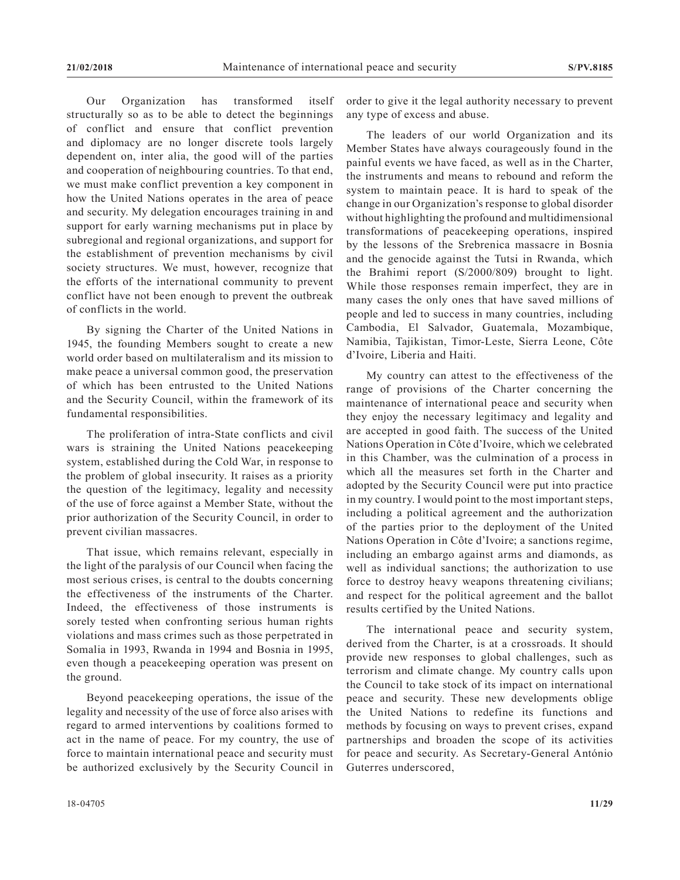Our Organization has transformed itself structurally so as to be able to detect the beginnings of conflict and ensure that conflict prevention and diplomacy are no longer discrete tools largely dependent on, inter alia, the good will of the parties and cooperation of neighbouring countries. To that end, we must make conflict prevention a key component in how the United Nations operates in the area of peace and security. My delegation encourages training in and support for early warning mechanisms put in place by subregional and regional organizations, and support for the establishment of prevention mechanisms by civil society structures. We must, however, recognize that the efforts of the international community to prevent conflict have not been enough to prevent the outbreak of conflicts in the world.

By signing the Charter of the United Nations in 1945, the founding Members sought to create a new world order based on multilateralism and its mission to make peace a universal common good, the preservation of which has been entrusted to the United Nations and the Security Council, within the framework of its fundamental responsibilities.

The proliferation of intra-State conflicts and civil wars is straining the United Nations peacekeeping system, established during the Cold War, in response to the problem of global insecurity. It raises as a priority the question of the legitimacy, legality and necessity of the use of force against a Member State, without the prior authorization of the Security Council, in order to prevent civilian massacres.

That issue, which remains relevant, especially in the light of the paralysis of our Council when facing the most serious crises, is central to the doubts concerning the effectiveness of the instruments of the Charter. Indeed, the effectiveness of those instruments is sorely tested when confronting serious human rights violations and mass crimes such as those perpetrated in Somalia in 1993, Rwanda in 1994 and Bosnia in 1995, even though a peacekeeping operation was present on the ground.

Beyond peacekeeping operations, the issue of the legality and necessity of the use of force also arises with regard to armed interventions by coalitions formed to act in the name of peace. For my country, the use of force to maintain international peace and security must be authorized exclusively by the Security Council in order to give it the legal authority necessary to prevent any type of excess and abuse.

The leaders of our world Organization and its Member States have always courageously found in the painful events we have faced, as well as in the Charter, the instruments and means to rebound and reform the system to maintain peace. It is hard to speak of the change in our Organization's response to global disorder without highlighting the profound and multidimensional transformations of peacekeeping operations, inspired by the lessons of the Srebrenica massacre in Bosnia and the genocide against the Tutsi in Rwanda, which the Brahimi report (S/2000/809) brought to light. While those responses remain imperfect, they are in many cases the only ones that have saved millions of people and led to success in many countries, including Cambodia, El Salvador, Guatemala, Mozambique, Namibia, Tajikistan, Timor-Leste, Sierra Leone, Côte d'Ivoire, Liberia and Haiti.

My country can attest to the effectiveness of the range of provisions of the Charter concerning the maintenance of international peace and security when they enjoy the necessary legitimacy and legality and are accepted in good faith. The success of the United Nations Operation in Côte d'Ivoire, which we celebrated in this Chamber, was the culmination of a process in which all the measures set forth in the Charter and adopted by the Security Council were put into practice in my country. I would point to the most important steps, including a political agreement and the authorization of the parties prior to the deployment of the United Nations Operation in Côte d'Ivoire; a sanctions regime, including an embargo against arms and diamonds, as well as individual sanctions; the authorization to use force to destroy heavy weapons threatening civilians; and respect for the political agreement and the ballot results certified by the United Nations.

The international peace and security system, derived from the Charter, is at a crossroads. It should provide new responses to global challenges, such as terrorism and climate change. My country calls upon the Council to take stock of its impact on international peace and security. These new developments oblige the United Nations to redefine its functions and methods by focusing on ways to prevent crises, expand partnerships and broaden the scope of its activities for peace and security. As Secretary-General António Guterres underscored,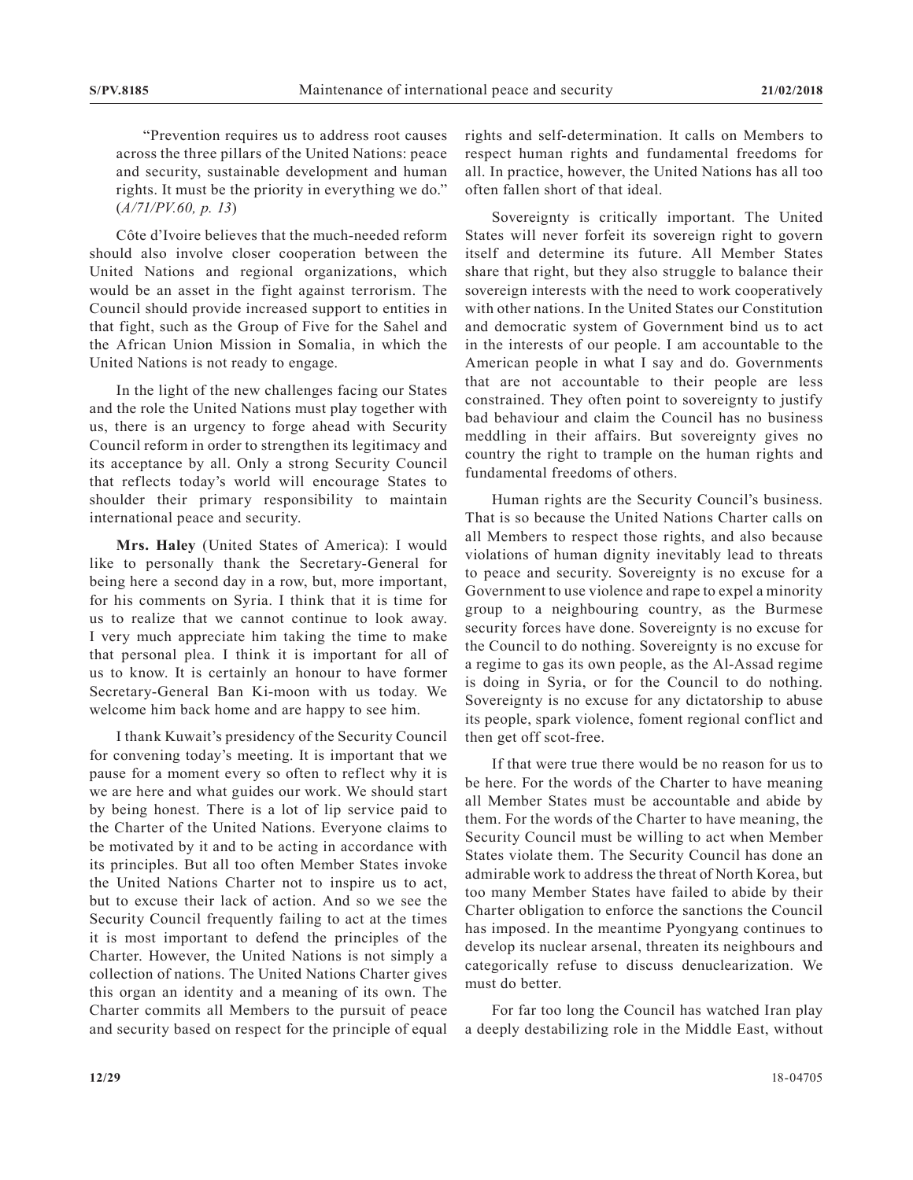"Prevention requires us to address root causes across the three pillars of the United Nations: peace and security, sustainable development and human rights. It must be the priority in everything we do." (*A/71/PV.60, p. 13*)

Côte d'Ivoire believes that the much-needed reform should also involve closer cooperation between the United Nations and regional organizations, which would be an asset in the fight against terrorism. The Council should provide increased support to entities in that fight, such as the Group of Five for the Sahel and the African Union Mission in Somalia, in which the United Nations is not ready to engage.

In the light of the new challenges facing our States and the role the United Nations must play together with us, there is an urgency to forge ahead with Security Council reform in order to strengthen its legitimacy and its acceptance by all. Only a strong Security Council that reflects today's world will encourage States to shoulder their primary responsibility to maintain international peace and security.

**Mrs. Haley** (United States of America): I would like to personally thank the Secretary-General for being here a second day in a row, but, more important, for his comments on Syria. I think that it is time for us to realize that we cannot continue to look away. I very much appreciate him taking the time to make that personal plea. I think it is important for all of us to know. It is certainly an honour to have former Secretary-General Ban Ki-moon with us today. We welcome him back home and are happy to see him.

I thank Kuwait's presidency of the Security Council for convening today's meeting. It is important that we pause for a moment every so often to reflect why it is we are here and what guides our work. We should start by being honest. There is a lot of lip service paid to the Charter of the United Nations. Everyone claims to be motivated by it and to be acting in accordance with its principles. But all too often Member States invoke the United Nations Charter not to inspire us to act, but to excuse their lack of action. And so we see the Security Council frequently failing to act at the times it is most important to defend the principles of the Charter. However, the United Nations is not simply a collection of nations. The United Nations Charter gives this organ an identity and a meaning of its own. The Charter commits all Members to the pursuit of peace and security based on respect for the principle of equal rights and self-determination. It calls on Members to respect human rights and fundamental freedoms for all. In practice, however, the United Nations has all too often fallen short of that ideal.

Sovereignty is critically important. The United States will never forfeit its sovereign right to govern itself and determine its future. All Member States share that right, but they also struggle to balance their sovereign interests with the need to work cooperatively with other nations. In the United States our Constitution and democratic system of Government bind us to act in the interests of our people. I am accountable to the American people in what I say and do. Governments that are not accountable to their people are less constrained. They often point to sovereignty to justify bad behaviour and claim the Council has no business meddling in their affairs. But sovereignty gives no country the right to trample on the human rights and fundamental freedoms of others.

Human rights are the Security Council's business. That is so because the United Nations Charter calls on all Members to respect those rights, and also because violations of human dignity inevitably lead to threats to peace and security. Sovereignty is no excuse for a Government to use violence and rape to expel a minority group to a neighbouring country, as the Burmese security forces have done. Sovereignty is no excuse for the Council to do nothing. Sovereignty is no excuse for a regime to gas its own people, as the Al-Assad regime is doing in Syria, or for the Council to do nothing. Sovereignty is no excuse for any dictatorship to abuse its people, spark violence, foment regional conflict and then get off scot-free.

If that were true there would be no reason for us to be here. For the words of the Charter to have meaning all Member States must be accountable and abide by them. For the words of the Charter to have meaning, the Security Council must be willing to act when Member States violate them. The Security Council has done an admirable work to address the threat of North Korea, but too many Member States have failed to abide by their Charter obligation to enforce the sanctions the Council has imposed. In the meantime Pyongyang continues to develop its nuclear arsenal, threaten its neighbours and categorically refuse to discuss denuclearization. We must do better.

For far too long the Council has watched Iran play a deeply destabilizing role in the Middle East, without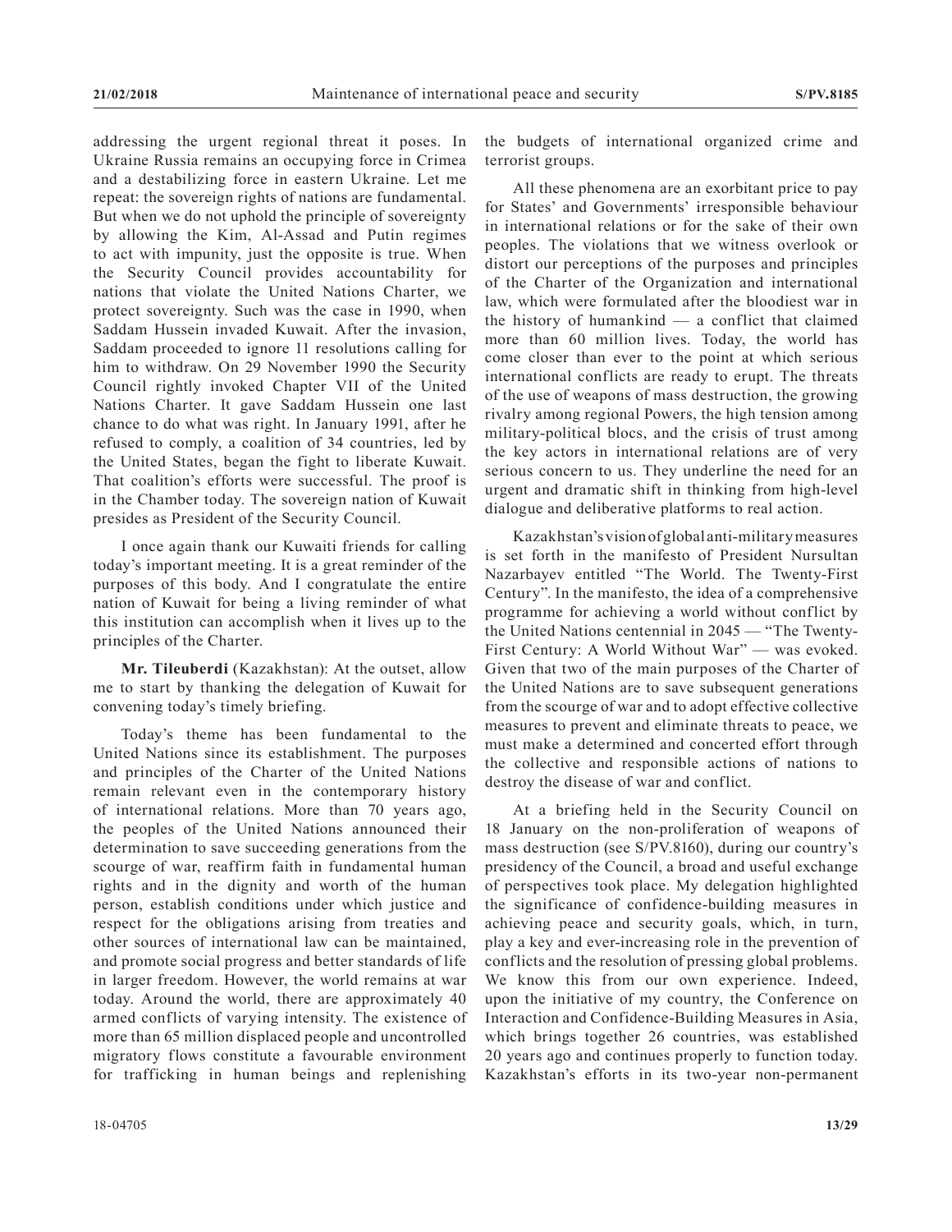addressing the urgent regional threat it poses. In Ukraine Russia remains an occupying force in Crimea and a destabilizing force in eastern Ukraine. Let me repeat: the sovereign rights of nations are fundamental. But when we do not uphold the principle of sovereignty by allowing the Kim, Al-Assad and Putin regimes to act with impunity, just the opposite is true. When the Security Council provides accountability for nations that violate the United Nations Charter, we protect sovereignty. Such was the case in 1990, when Saddam Hussein invaded Kuwait. After the invasion, Saddam proceeded to ignore 11 resolutions calling for him to withdraw. On 29 November 1990 the Security Council rightly invoked Chapter VII of the United Nations Charter. It gave Saddam Hussein one last chance to do what was right. In January 1991, after he refused to comply, a coalition of 34 countries, led by the United States, began the fight to liberate Kuwait. That coalition's efforts were successful. The proof is in the Chamber today. The sovereign nation of Kuwait presides as President of the Security Council.

I once again thank our Kuwaiti friends for calling today's important meeting. It is a great reminder of the purposes of this body. And I congratulate the entire nation of Kuwait for being a living reminder of what this institution can accomplish when it lives up to the principles of the Charter.

**Mr. Tileuberdi** (Kazakhstan): At the outset, allow me to start by thanking the delegation of Kuwait for convening today's timely briefing.

Today's theme has been fundamental to the United Nations since its establishment. The purposes and principles of the Charter of the United Nations remain relevant even in the contemporary history of international relations. More than 70 years ago, the peoples of the United Nations announced their determination to save succeeding generations from the scourge of war, reaffirm faith in fundamental human rights and in the dignity and worth of the human person, establish conditions under which justice and respect for the obligations arising from treaties and other sources of international law can be maintained, and promote social progress and better standards of life in larger freedom. However, the world remains at war today. Around the world, there are approximately 40 armed conflicts of varying intensity. The existence of more than 65 million displaced people and uncontrolled migratory flows constitute a favourable environment for trafficking in human beings and replenishing the budgets of international organized crime and terrorist groups.

All these phenomena are an exorbitant price to pay for States' and Governments' irresponsible behaviour in international relations or for the sake of their own peoples. The violations that we witness overlook or distort our perceptions of the purposes and principles of the Charter of the Organization and international law, which were formulated after the bloodiest war in the history of humankind — a conflict that claimed more than 60 million lives. Today, the world has come closer than ever to the point at which serious international conflicts are ready to erupt. The threats of the use of weapons of mass destruction, the growing rivalry among regional Powers, the high tension among military-political blocs, and the crisis of trust among the key actors in international relations are of very serious concern to us. They underline the need for an urgent and dramatic shift in thinking from high-level dialogue and deliberative platforms to real action.

Kazakhstan's vision of global anti-military measures is set forth in the manifesto of President Nursultan Nazarbayev entitled "The World. The Twenty-First Century". In the manifesto, the idea of a comprehensive programme for achieving a world without conflict by the United Nations centennial in 2045 — "The Twenty-First Century: A World Without War" — was evoked. Given that two of the main purposes of the Charter of the United Nations are to save subsequent generations from the scourge of war and to adopt effective collective measures to prevent and eliminate threats to peace, we must make a determined and concerted effort through the collective and responsible actions of nations to destroy the disease of war and conflict.

At a briefing held in the Security Council on 18 January on the non-proliferation of weapons of mass destruction (see S/PV.8160), during our country's presidency of the Council, a broad and useful exchange of perspectives took place. My delegation highlighted the significance of confidence-building measures in achieving peace and security goals, which, in turn, play a key and ever-increasing role in the prevention of conflicts and the resolution of pressing global problems. We know this from our own experience. Indeed, upon the initiative of my country, the Conference on Interaction and Confidence-Building Measures in Asia, which brings together 26 countries, was established 20 years ago and continues properly to function today. Kazakhstan's efforts in its two-year non-permanent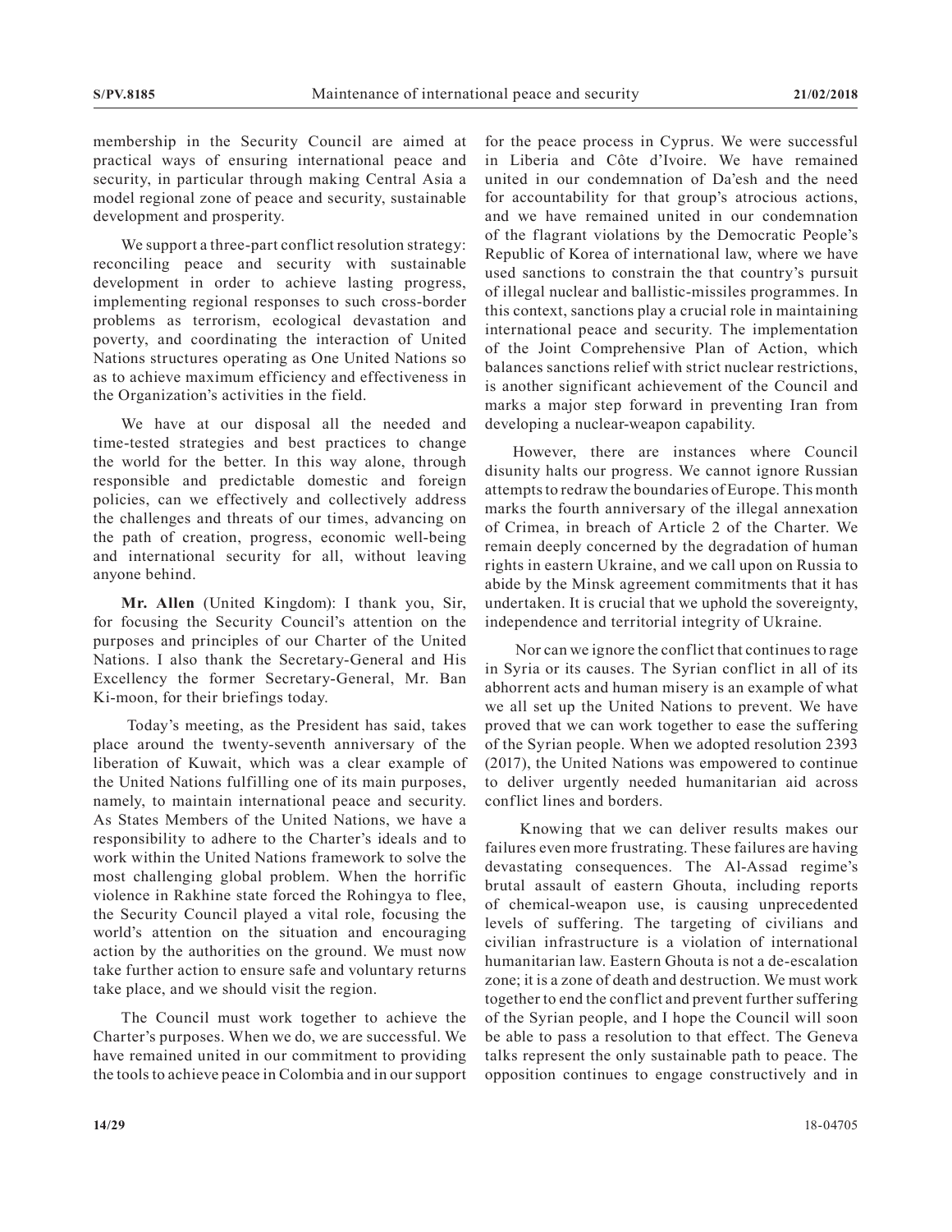membership in the Security Council are aimed at practical ways of ensuring international peace and security, in particular through making Central Asia a model regional zone of peace and security, sustainable development and prosperity.

We support a three-part conflict resolution strategy: reconciling peace and security with sustainable development in order to achieve lasting progress, implementing regional responses to such cross-border problems as terrorism, ecological devastation and poverty, and coordinating the interaction of United Nations structures operating as One United Nations so as to achieve maximum efficiency and effectiveness in the Organization's activities in the field.

We have at our disposal all the needed and time-tested strategies and best practices to change the world for the better. In this way alone, through responsible and predictable domestic and foreign policies, can we effectively and collectively address the challenges and threats of our times, advancing on the path of creation, progress, economic well-being and international security for all, without leaving anyone behind.

**Mr. Allen** (United Kingdom): I thank you, Sir, for focusing the Security Council's attention on the purposes and principles of our Charter of the United Nations. I also thank the Secretary-General and His Excellency the former Secretary-General, Mr. Ban Ki-moon, for their briefings today.

Today's meeting, as the President has said, takes place around the twenty-seventh anniversary of the liberation of Kuwait, which was a clear example of the United Nations fulfilling one of its main purposes, namely, to maintain international peace and security. As States Members of the United Nations, we have a responsibility to adhere to the Charter's ideals and to work within the United Nations framework to solve the most challenging global problem. When the horrific violence in Rakhine state forced the Rohingya to flee, the Security Council played a vital role, focusing the world's attention on the situation and encouraging action by the authorities on the ground. We must now take further action to ensure safe and voluntary returns take place, and we should visit the region.

The Council must work together to achieve the Charter's purposes. When we do, we are successful. We have remained united in our commitment to providing the tools to achieve peace in Colombia and in our support for the peace process in Cyprus. We were successful in Liberia and Côte d'Ivoire. We have remained united in our condemnation of Da'esh and the need for accountability for that group's atrocious actions, and we have remained united in our condemnation of the flagrant violations by the Democratic People's Republic of Korea of international law, where we have used sanctions to constrain the that country's pursuit of illegal nuclear and ballistic-missiles programmes. In this context, sanctions play a crucial role in maintaining international peace and security. The implementation of the Joint Comprehensive Plan of Action, which balances sanctions relief with strict nuclear restrictions, is another significant achievement of the Council and marks a major step forward in preventing Iran from developing a nuclear-weapon capability.

However, there are instances where Council disunity halts our progress. We cannot ignore Russian attempts to redraw the boundaries of Europe. This month marks the fourth anniversary of the illegal annexation of Crimea, in breach of Article 2 of the Charter. We remain deeply concerned by the degradation of human rights in eastern Ukraine, and we call upon on Russia to abide by the Minsk agreement commitments that it has undertaken. It is crucial that we uphold the sovereignty, independence and territorial integrity of Ukraine.

Nor can we ignore the conflict that continues to rage in Syria or its causes. The Syrian conflict in all of its abhorrent acts and human misery is an example of what we all set up the United Nations to prevent. We have proved that we can work together to ease the suffering of the Syrian people. When we adopted resolution 2393 (2017), the United Nations was empowered to continue to deliver urgently needed humanitarian aid across conflict lines and borders.

Knowing that we can deliver results makes our failures even more frustrating. These failures are having devastating consequences. The Al-Assad regime's brutal assault of eastern Ghouta, including reports of chemical-weapon use, is causing unprecedented levels of suffering. The targeting of civilians and civilian infrastructure is a violation of international humanitarian law. Eastern Ghouta is not a de-escalation zone; it is a zone of death and destruction. We must work together to end the conflict and prevent further suffering of the Syrian people, and I hope the Council will soon be able to pass a resolution to that effect. The Geneva talks represent the only sustainable path to peace. The opposition continues to engage constructively and in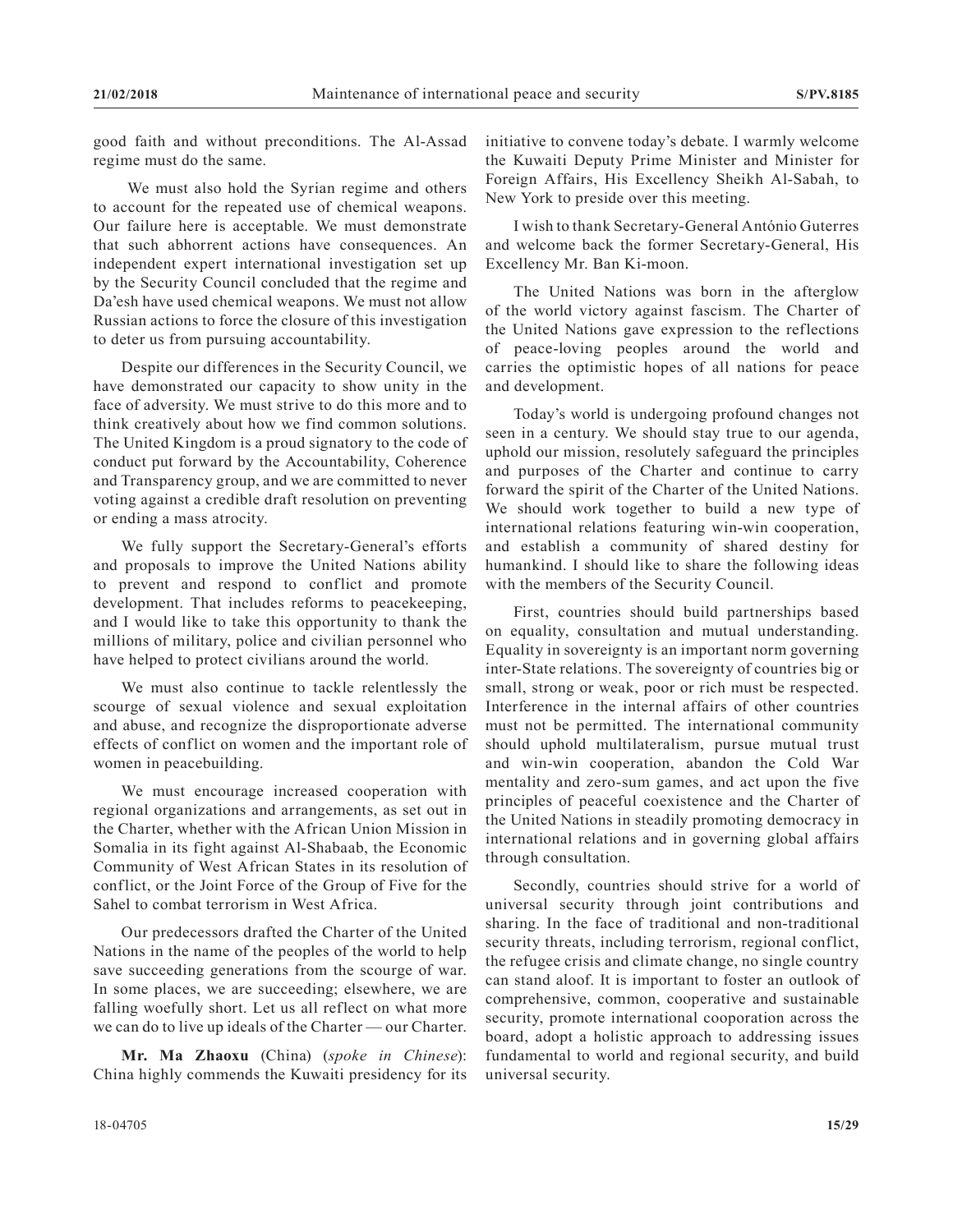good faith and without preconditions. The Al-Assad regime must do the same.

We must also hold the Syrian regime and others to account for the repeated use of chemical weapons. Our failure here is acceptable. We must demonstrate that such abhorrent actions have consequences. An independent expert international investigation set up by the Security Council concluded that the regime and Da'esh have used chemical weapons. We must not allow Russian actions to force the closure of this investigation to deter us from pursuing accountability.

Despite our differences in the Security Council, we have demonstrated our capacity to show unity in the face of adversity. We must strive to do this more and to think creatively about how we find common solutions. The United Kingdom is a proud signatory to the code of conduct put forward by the Accountability, Coherence and Transparency group, and we are committed to never voting against a credible draft resolution on preventing or ending a mass atrocity.

We fully support the Secretary-General's efforts and proposals to improve the United Nations ability to prevent and respond to conflict and promote development. That includes reforms to peacekeeping, and I would like to take this opportunity to thank the millions of military, police and civilian personnel who have helped to protect civilians around the world.

We must also continue to tackle relentlessly the scourge of sexual violence and sexual exploitation and abuse, and recognize the disproportionate adverse effects of conflict on women and the important role of women in peacebuilding.

We must encourage increased cooperation with regional organizations and arrangements, as set out in the Charter, whether with the African Union Mission in Somalia in its fight against Al-Shabaab, the Economic Community of West African States in its resolution of conflict, or the Joint Force of the Group of Five for the Sahel to combat terrorism in West Africa.

Our predecessors drafted the Charter of the United Nations in the name of the peoples of the world to help save succeeding generations from the scourge of war. In some places, we are succeeding; elsewhere, we are falling woefully short. Let us all reflect on what more we can do to live up ideals of the Charter — our Charter.

**Mr. Ma Zhaoxu** (China) (*spoke in Chinese*): China highly commends the Kuwaiti presidency for its initiative to convene today's debate. I warmly welcome the Kuwaiti Deputy Prime Minister and Minister for Foreign Affairs, His Excellency Sheikh Al-Sabah, to New York to preside over this meeting.

I wish to thank Secretary-General António Guterres and welcome back the former Secretary-General, His Excellency Mr. Ban Ki-moon.

The United Nations was born in the afterglow of the world victory against fascism. The Charter of the United Nations gave expression to the reflections of peace-loving peoples around the world and carries the optimistic hopes of all nations for peace and development.

Today's world is undergoing profound changes not seen in a century. We should stay true to our agenda, uphold our mission, resolutely safeguard the principles and purposes of the Charter and continue to carry forward the spirit of the Charter of the United Nations. We should work together to build a new type of international relations featuring win-win cooperation, and establish a community of shared destiny for humankind. I should like to share the following ideas with the members of the Security Council.

First, countries should build partnerships based on equality, consultation and mutual understanding. Equality in sovereignty is an important norm governing inter-State relations. The sovereignty of countries big or small, strong or weak, poor or rich must be respected. Interference in the internal affairs of other countries must not be permitted. The international community should uphold multilateralism, pursue mutual trust and win-win cooperation, abandon the Cold War mentality and zero-sum games, and act upon the five principles of peaceful coexistence and the Charter of the United Nations in steadily promoting democracy in international relations and in governing global affairs through consultation.

Secondly, countries should strive for a world of universal security through joint contributions and sharing. In the face of traditional and non-traditional security threats, including terrorism, regional conflict, the refugee crisis and climate change, no single country can stand aloof. It is important to foster an outlook of comprehensive, common, cooperative and sustainable security, promote international cooperation across the board, adopt a holistic approach to addressing issues fundamental to world and regional security, and build universal security.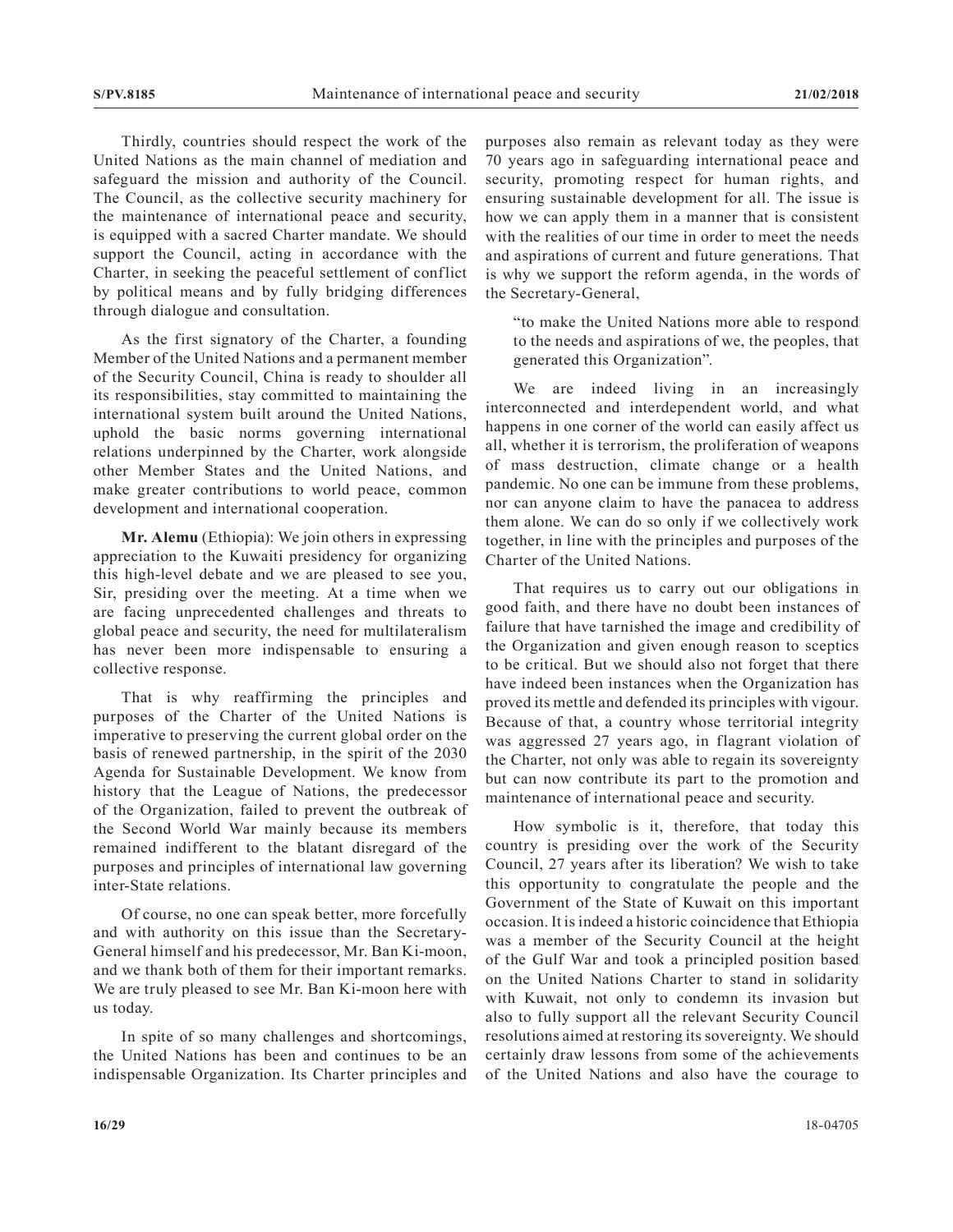Thirdly, countries should respect the work of the United Nations as the main channel of mediation and safeguard the mission and authority of the Council. The Council, as the collective security machinery for the maintenance of international peace and security, is equipped with a sacred Charter mandate. We should support the Council, acting in accordance with the Charter, in seeking the peaceful settlement of conflict by political means and by fully bridging differences through dialogue and consultation.

As the first signatory of the Charter, a founding Member of the United Nations and a permanent member of the Security Council, China is ready to shoulder all its responsibilities, stay committed to maintaining the international system built around the United Nations, uphold the basic norms governing international relations underpinned by the Charter, work alongside other Member States and the United Nations, and make greater contributions to world peace, common development and international cooperation.

**Mr. Alemu** (Ethiopia): We join others in expressing appreciation to the Kuwaiti presidency for organizing this high-level debate and we are pleased to see you, Sir, presiding over the meeting. At a time when we are facing unprecedented challenges and threats to global peace and security, the need for multilateralism has never been more indispensable to ensuring a collective response.

That is why reaffirming the principles and purposes of the Charter of the United Nations is imperative to preserving the current global order on the basis of renewed partnership, in the spirit of the 2030 Agenda for Sustainable Development. We know from history that the League of Nations, the predecessor of the Organization, failed to prevent the outbreak of the Second World War mainly because its members remained indifferent to the blatant disregard of the purposes and principles of international law governing inter-State relations.

Of course, no one can speak better, more forcefully and with authority on this issue than the Secretary-General himself and his predecessor, Mr. Ban Ki-moon, and we thank both of them for their important remarks. We are truly pleased to see Mr. Ban Ki-moon here with us today.

In spite of so many challenges and shortcomings, the United Nations has been and continues to be an indispensable Organization. Its Charter principles and purposes also remain as relevant today as they were 70 years ago in safeguarding international peace and security, promoting respect for human rights, and ensuring sustainable development for all. The issue is how we can apply them in a manner that is consistent with the realities of our time in order to meet the needs and aspirations of current and future generations. That is why we support the reform agenda, in the words of the Secretary-General,

> "to make the United Nations more able to respond to the needs and aspirations of we, the peoples, that generated this Organization".

We are indeed living in an increasingly interconnected and interdependent world, and what happens in one corner of the world can easily affect us all, whether it is terrorism, the proliferation of weapons of mass destruction, climate change or a health pandemic. No one can be immune from these problems, nor can anyone claim to have the panacea to address them alone. We can do so only if we collectively work together, in line with the principles and purposes of the Charter of the United Nations.

That requires us to carry out our obligations in good faith, and there have no doubt been instances of failure that have tarnished the image and credibility of the Organization and given enough reason to sceptics to be critical. But we should also not forget that there have indeed been instances when the Organization has proved its mettle and defended its principles with vigour. Because of that, a country whose territorial integrity was aggressed 27 years ago, in flagrant violation of the Charter, not only was able to regain its sovereignty but can now contribute its part to the promotion and maintenance of international peace and security.

How symbolic is it, therefore, that today this country is presiding over the work of the Security Council, 27 years after its liberation? We wish to take this opportunity to congratulate the people and the Government of the State of Kuwait on this important occasion. It is indeed a historic coincidence that Ethiopia was a member of the Security Council at the height of the Gulf War and took a principled position based on the United Nations Charter to stand in solidarity with Kuwait, not only to condemn its invasion but also to fully support all the relevant Security Council resolutions aimed at restoring its sovereignty. We should certainly draw lessons from some of the achievements of the United Nations and also have the courage to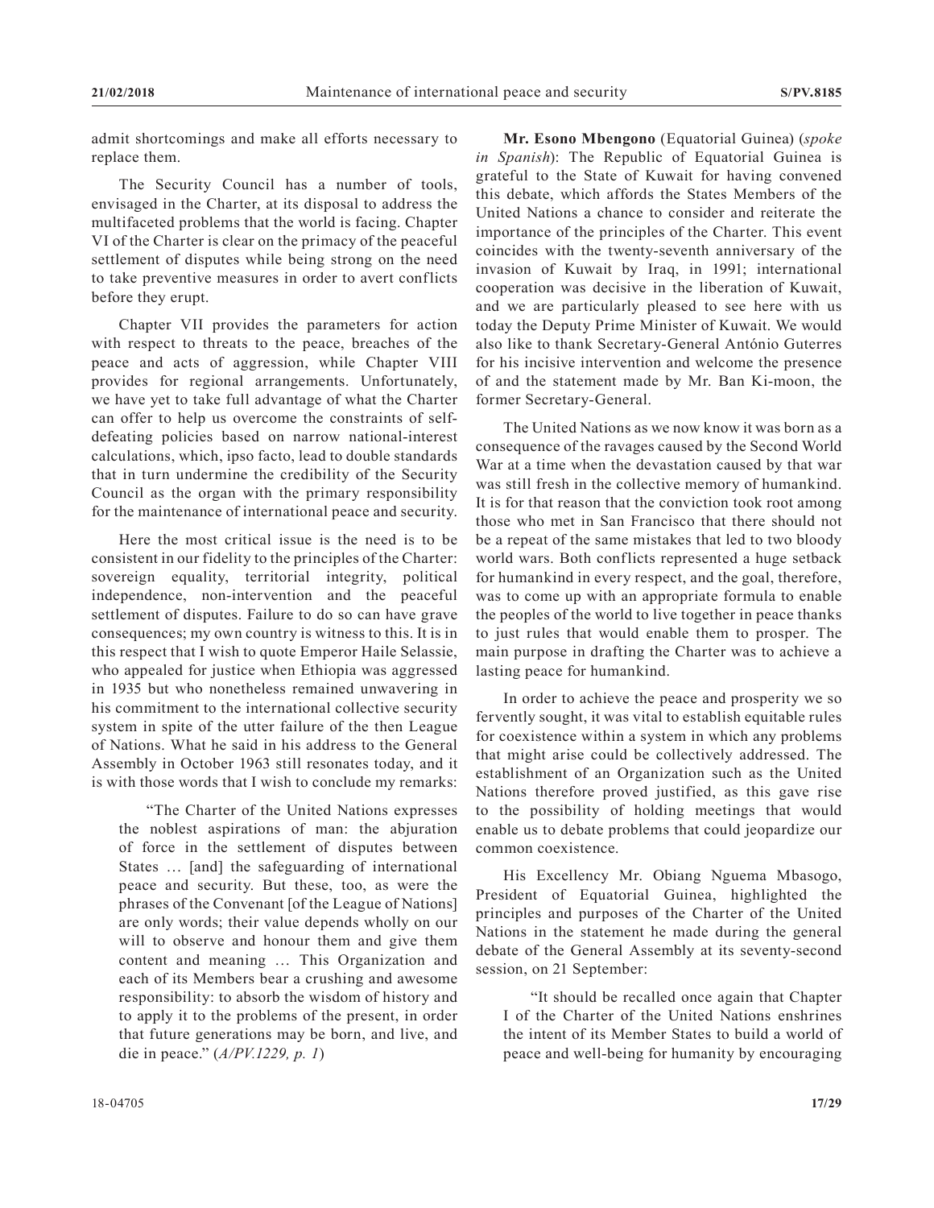admit shortcomings and make all efforts necessary to replace them.

The Security Council has a number of tools, envisaged in the Charter, at its disposal to address the multifaceted problems that the world is facing. Chapter VI of the Charter is clear on the primacy of the peaceful settlement of disputes while being strong on the need to take preventive measures in order to avert conflicts before they erupt.

Chapter VII provides the parameters for action with respect to threats to the peace, breaches of the peace and acts of aggression, while Chapter VIII provides for regional arrangements. Unfortunately, we have yet to take full advantage of what the Charter can offer to help us overcome the constraints of self-defeating policies based on narrow national-interest calculations, which, ipso facto, lead to double standards that in turn undermine the credibility of the Security Council as the organ with the primary responsibility for the maintenance of international peace and security.

Here the most critical issue is the need is to be consistent in our fidelity to the principles of the Charter: sovereign equality, territorial integrity, political independence, non-intervention and the peaceful settlement of disputes. Failure to do so can have grave consequences; my own country is witness to this. It is in this respect that I wish to quote Emperor Haile Selassie, who appealed for justice when Ethiopia was aggressed in 1935 but who nonetheless remained unwavering in his commitment to the international collective security system in spite of the utter failure of the then League of Nations. What he said in his address to the General Assembly in October 1963 still resonates today, and it is with those words that I wish to conclude my remarks:

> "The Charter of the United Nations expresses the noblest aspirations of man: the abjuration of force in the settlement of disputes between States … [and] the safeguarding of international peace and security. But these, too, as were the phrases of the Convenant [of the League of Nations] are only words; their value depends wholly on our will to observe and honour them and give them content and meaning … This Organization and each of its Members bear a crushing and awesome responsibility: to absorb the wisdom of history and to apply it to the problems of the present, in order that future generations may be born, and live, and die in peace." (*A/PV.1229, p. 1*)

**Mr. Esono Mbengono** (Equatorial Guinea) (*spoke in Spanish*): The Republic of Equatorial Guinea is grateful to the State of Kuwait for having convened this debate, which affords the States Members of the United Nations a chance to consider and reiterate the importance of the principles of the Charter. This event coincides with the twenty-seventh anniversary of the invasion of Kuwait by Iraq, in 1991; international cooperation was decisive in the liberation of Kuwait, and we are particularly pleased to see here with us today the Deputy Prime Minister of Kuwait. We would also like to thank Secretary-General António Guterres for his incisive intervention and welcome the presence of and the statement made by Mr. Ban Ki-moon, the former Secretary-General.

The United Nations as we now know it was born as a consequence of the ravages caused by the Second World War at a time when the devastation caused by that war was still fresh in the collective memory of humankind. It is for that reason that the conviction took root among those who met in San Francisco that there should not be a repeat of the same mistakes that led to two bloody world wars. Both conflicts represented a huge setback for humankind in every respect, and the goal, therefore, was to come up with an appropriate formula to enable the peoples of the world to live together in peace thanks to just rules that would enable them to prosper. The main purpose in drafting the Charter was to achieve a lasting peace for humankind.

In order to achieve the peace and prosperity we so fervently sought, it was vital to establish equitable rules for coexistence within a system in which any problems that might arise could be collectively addressed. The establishment of an Organization such as the United Nations therefore proved justified, as this gave rise to the possibility of holding meetings that would enable us to debate problems that could jeopardize our common coexistence.

His Excellency Mr. Obiang Nguema Mbasogo, President of Equatorial Guinea, highlighted the principles and purposes of the Charter of the United Nations in the statement he made during the general debate of the General Assembly at its seventy-second session, on 21 September:

> "It should be recalled once again that Chapter I of the Charter of the United Nations enshrines the intent of its Member States to build a world of peace and well-being for humanity by encouraging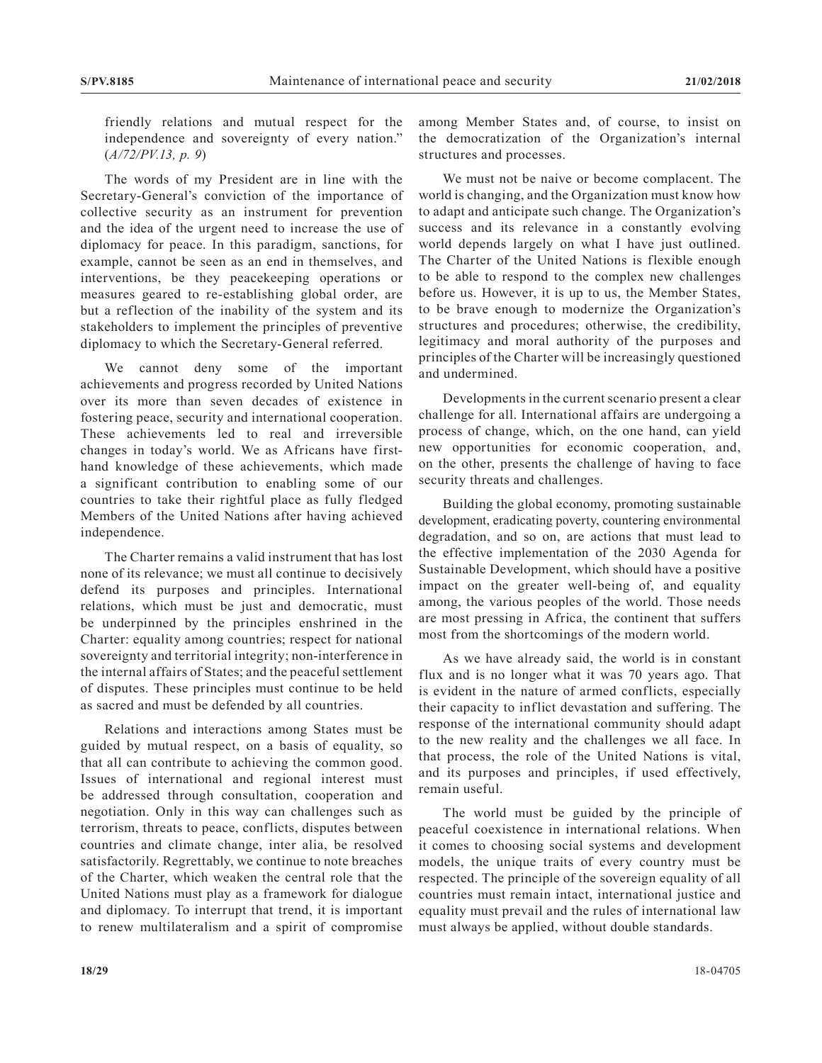friendly relations and mutual respect for the independence and sovereignty of every nation." (*A/72/PV.13, p. 9*)

The words of my President are in line with the Secretary-General's conviction of the importance of collective security as an instrument for prevention and the idea of the urgent need to increase the use of diplomacy for peace. In this paradigm, sanctions, for example, cannot be seen as an end in themselves, and interventions, be they peacekeeping operations or measures geared to re-establishing global order, are but a reflection of the inability of the system and its stakeholders to implement the principles of preventive diplomacy to which the Secretary-General referred.

We cannot deny some of the important achievements and progress recorded by United Nations over its more than seven decades of existence in fostering peace, security and international cooperation. These achievements led to real and irreversible changes in today's world. We as Africans have first-hand knowledge of these achievements, which made a significant contribution to enabling some of our countries to take their rightful place as fully fledged Members of the United Nations after having achieved independence.

The Charter remains a valid instrument that has lost none of its relevance; we must all continue to decisively defend its purposes and principles. International relations, which must be just and democratic, must be underpinned by the principles enshrined in the Charter: equality among countries; respect for national sovereignty and territorial integrity; non-interference in the internal affairs of States; and the peaceful settlement of disputes. These principles must continue to be held as sacred and must be defended by all countries.

Relations and interactions among States must be guided by mutual respect, on a basis of equality, so that all can contribute to achieving the common good. Issues of international and regional interest must be addressed through consultation, cooperation and negotiation. Only in this way can challenges such as terrorism, threats to peace, conflicts, disputes between countries and climate change, inter alia, be resolved satisfactorily. Regrettably, we continue to note breaches of the Charter, which weaken the central role that the United Nations must play as a framework for dialogue and diplomacy. To interrupt that trend, it is important to renew multilateralism and a spirit of compromise among Member States and, of course, to insist on the democratization of the Organization's internal structures and processes.

We must not be naive or become complacent. The world is changing, and the Organization must know how to adapt and anticipate such change. The Organization's success and its relevance in a constantly evolving world depends largely on what I have just outlined. The Charter of the United Nations is flexible enough to be able to respond to the complex new challenges before us. However, it is up to us, the Member States, to be brave enough to modernize the Organization's structures and procedures; otherwise, the credibility, legitimacy and moral authority of the purposes and principles of the Charter will be increasingly questioned and undermined.

Developments in the current scenario present a clear challenge for all. International affairs are undergoing a process of change, which, on the one hand, can yield new opportunities for economic cooperation, and, on the other, presents the challenge of having to face security threats and challenges.

Building the global economy, promoting sustainable development, eradicating poverty, countering environmental degradation, and so on, are actions that must lead to the effective implementation of the 2030 Agenda for Sustainable Development, which should have a positive impact on the greater well-being of, and equality among, the various peoples of the world. Those needs are most pressing in Africa, the continent that suffers most from the shortcomings of the modern world.

As we have already said, the world is in constant flux and is no longer what it was 70 years ago. That is evident in the nature of armed conflicts, especially their capacity to inflict devastation and suffering. The response of the international community should adapt to the new reality and the challenges we all face. In that process, the role of the United Nations is vital, and its purposes and principles, if used effectively, remain useful.

The world must be guided by the principle of peaceful coexistence in international relations. When it comes to choosing social systems and development models, the unique traits of every country must be respected. The principle of the sovereign equality of all countries must remain intact, international justice and equality must prevail and the rules of international law must always be applied, without double standards.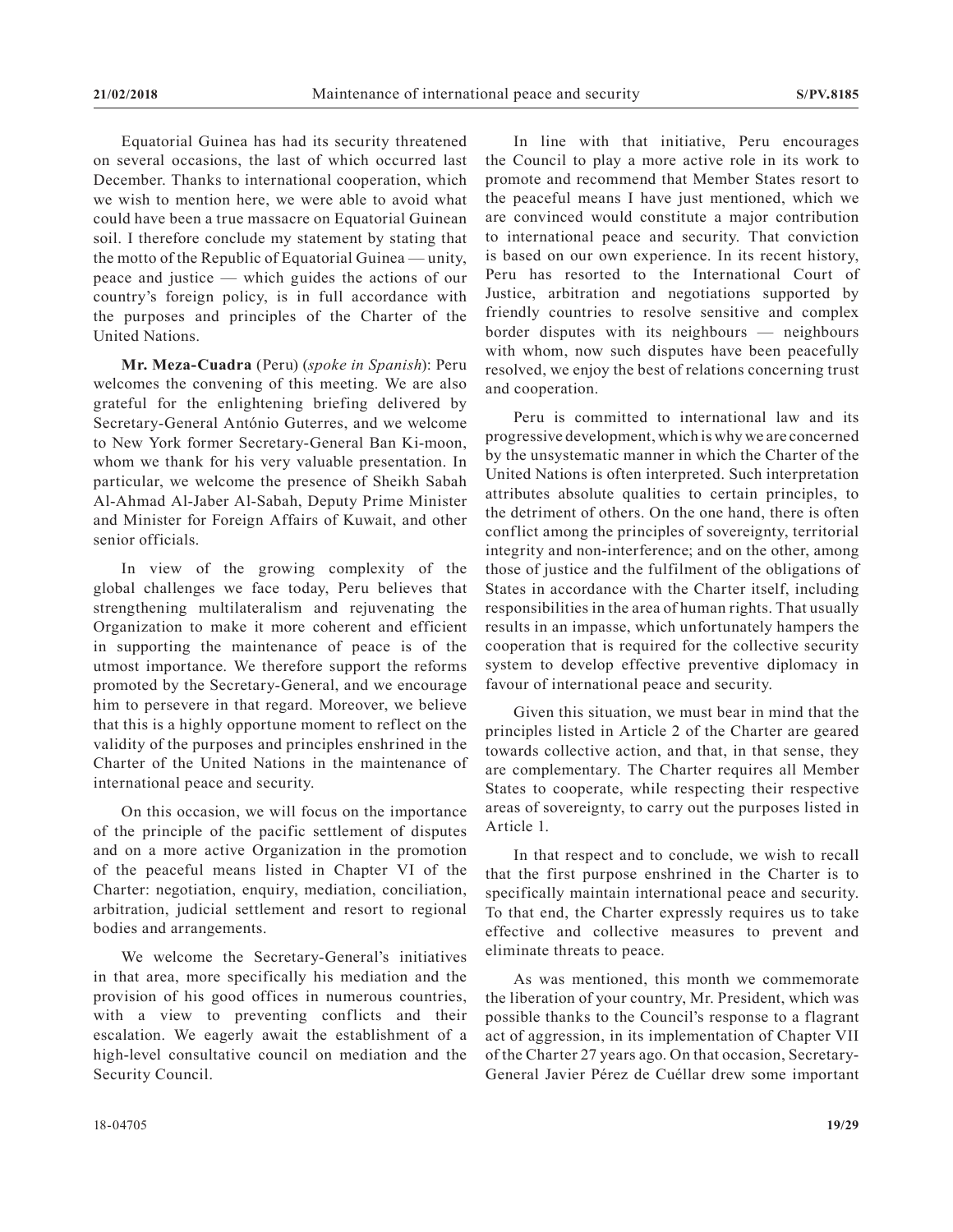Equatorial Guinea has had its security threatened on several occasions, the last of which occurred last December. Thanks to international cooperation, which we wish to mention here, we were able to avoid what could have been a true massacre on Equatorial Guinean soil. I therefore conclude my statement by stating that the motto of the Republic of Equatorial Guinea — unity, peace and justice — which guides the actions of our country's foreign policy, is in full accordance with the purposes and principles of the Charter of the United Nations.

**Mr. Meza-Cuadra** (Peru) (*spoke in Spanish*): Peru welcomes the convening of this meeting. We are also grateful for the enlightening briefing delivered by Secretary-General António Guterres, and we welcome to New York former Secretary-General Ban Ki-moon, whom we thank for his very valuable presentation. In particular, we welcome the presence of Sheikh Sabah Al-Ahmad Al-Jaber Al-Sabah, Deputy Prime Minister and Minister for Foreign Affairs of Kuwait, and other senior officials.

In view of the growing complexity of the global challenges we face today, Peru believes that strengthening multilateralism and rejuvenating the Organization to make it more coherent and efficient in supporting the maintenance of peace is of the utmost importance. We therefore support the reforms promoted by the Secretary-General, and we encourage him to persevere in that regard. Moreover, we believe that this is a highly opportune moment to reflect on the validity of the purposes and principles enshrined in the Charter of the United Nations in the maintenance of international peace and security.

On this occasion, we will focus on the importance of the principle of the pacific settlement of disputes and on a more active Organization in the promotion of the peaceful means listed in Chapter VI of the Charter: negotiation, enquiry, mediation, conciliation, arbitration, judicial settlement and resort to regional bodies and arrangements.

We welcome the Secretary-General's initiatives in that area, more specifically his mediation and the provision of his good offices in numerous countries, with a view to preventing conflicts and their escalation. We eagerly await the establishment of a high-level consultative council on mediation and the Security Council.

In line with that initiative, Peru encourages the Council to play a more active role in its work to promote and recommend that Member States resort to the peaceful means I have just mentioned, which we are convinced would constitute a major contribution to international peace and security. That conviction is based on our own experience. In its recent history, Peru has resorted to the International Court of Justice, arbitration and negotiations supported by friendly countries to resolve sensitive and complex border disputes with its neighbours — neighbours with whom, now such disputes have been peacefully resolved, we enjoy the best of relations concerning trust and cooperation.

Peru is committed to international law and its progressive development, which is why we are concerned by the unsystematic manner in which the Charter of the United Nations is often interpreted. Such interpretation attributes absolute qualities to certain principles, to the detriment of others. On the one hand, there is often conflict among the principles of sovereignty, territorial integrity and non-interference; and on the other, among those of justice and the fulfilment of the obligations of States in accordance with the Charter itself, including responsibilities in the area of human rights. That usually results in an impasse, which unfortunately hampers the cooperation that is required for the collective security system to develop effective preventive diplomacy in favour of international peace and security.

Given this situation, we must bear in mind that the principles listed in Article 2 of the Charter are geared towards collective action, and that, in that sense, they are complementary. The Charter requires all Member States to cooperate, while respecting their respective areas of sovereignty, to carry out the purposes listed in Article 1.

In that respect and to conclude, we wish to recall that the first purpose enshrined in the Charter is to specifically maintain international peace and security. To that end, the Charter expressly requires us to take effective and collective measures to prevent and eliminate threats to peace.

As was mentioned, this month we commemorate the liberation of your country, Mr. President, which was possible thanks to the Council's response to a flagrant act of aggression, in its implementation of Chapter VII of the Charter 27 years ago. On that occasion, Secretary-General Javier Pérez de Cuéllar drew some important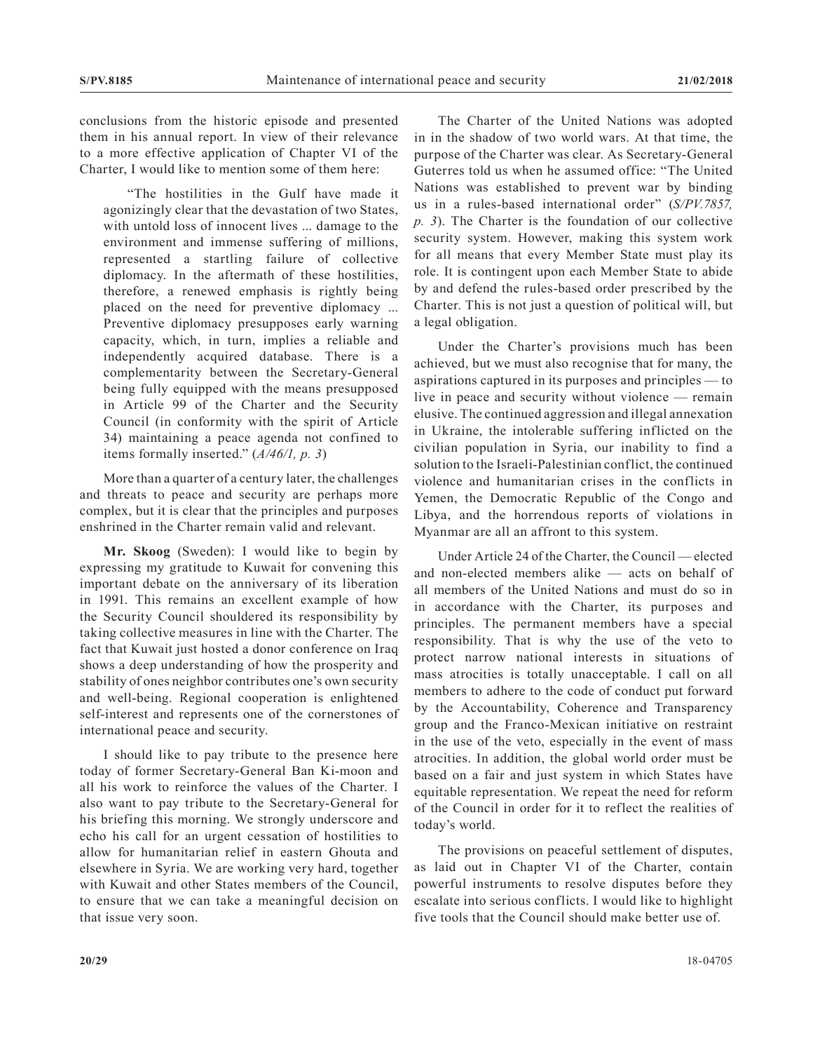conclusions from the historic episode and presented them in his annual report. In view of their relevance to a more effective application of Chapter VI of the Charter, I would like to mention some of them here:

> "The hostilities in the Gulf have made it agonizingly clear that the devastation of two States, with untold loss of innocent lives ... damage to the environment and immense suffering of millions, represented a startling failure of collective diplomacy. In the aftermath of these hostilities, therefore, a renewed emphasis is rightly being placed on the need for preventive diplomacy ... Preventive diplomacy presupposes early warning capacity, which, in turn, implies a reliable and independently acquired database. There is a complementarity between the Secretary-General being fully equipped with the means presupposed in Article 99 of the Charter and the Security Council (in conformity with the spirit of Article 34) maintaining a peace agenda not confined to items formally inserted." (*A/46/1, p. 3*)

More than a quarter of a century later, the challenges and threats to peace and security are perhaps more complex, but it is clear that the principles and purposes enshrined in the Charter remain valid and relevant.

**Mr. Skoog** (Sweden): I would like to begin by expressing my gratitude to Kuwait for convening this important debate on the anniversary of its liberation in 1991. This remains an excellent example of how the Security Council shouldered its responsibility by taking collective measures in line with the Charter. The fact that Kuwait just hosted a donor conference on Iraq shows a deep understanding of how the prosperity and stability of ones neighbor contributes one's own security and well-being. Regional cooperation is enlightened self-interest and represents one of the cornerstones of international peace and security.

I should like to pay tribute to the presence here today of former Secretary-General Ban Ki-moon and all his work to reinforce the values of the Charter. I also want to pay tribute to the Secretary-General for his briefing this morning. We strongly underscore and echo his call for an urgent cessation of hostilities to allow for humanitarian relief in eastern Ghouta and elsewhere in Syria. We are working very hard, together with Kuwait and other States members of the Council, to ensure that we can take a meaningful decision on that issue very soon.

The Charter of the United Nations was adopted in in the shadow of two world wars. At that time, the purpose of the Charter was clear. As Secretary-General Guterres told us when he assumed office: "The United Nations was established to prevent war by binding us in a rules-based international order" (*S/PV.7857, p. 3*). The Charter is the foundation of our collective security system. However, making this system work for all means that every Member State must play its role. It is contingent upon each Member State to abide by and defend the rules-based order prescribed by the Charter. This is not just a question of political will, but a legal obligation.

Under the Charter's provisions much has been achieved, but we must also recognise that for many, the aspirations captured in its purposes and principles — to live in peace and security without violence — remain elusive. The continued aggression and illegal annexation in Ukraine, the intolerable suffering inflicted on the civilian population in Syria, our inability to find a solution to the Israeli-Palestinian conflict, the continued violence and humanitarian crises in the conflicts in Yemen, the Democratic Republic of the Congo and Libya, and the horrendous reports of violations in Myanmar are all an affront to this system.

Under Article 24 of the Charter, the Council — elected and non-elected members alike — acts on behalf of all members of the United Nations and must do so in in accordance with the Charter, its purposes and principles. The permanent members have a special responsibility. That is why the use of the veto to protect narrow national interests in situations of mass atrocities is totally unacceptable. I call on all members to adhere to the code of conduct put forward by the Accountability, Coherence and Transparency group and the Franco-Mexican initiative on restraint in the use of the veto, especially in the event of mass atrocities. In addition, the global world order must be based on a fair and just system in which States have equitable representation. We repeat the need for reform of the Council in order for it to reflect the realities of today's world.

The provisions on peaceful settlement of disputes, as laid out in Chapter VI of the Charter, contain powerful instruments to resolve disputes before they escalate into serious conflicts. I would like to highlight five tools that the Council should make better use of.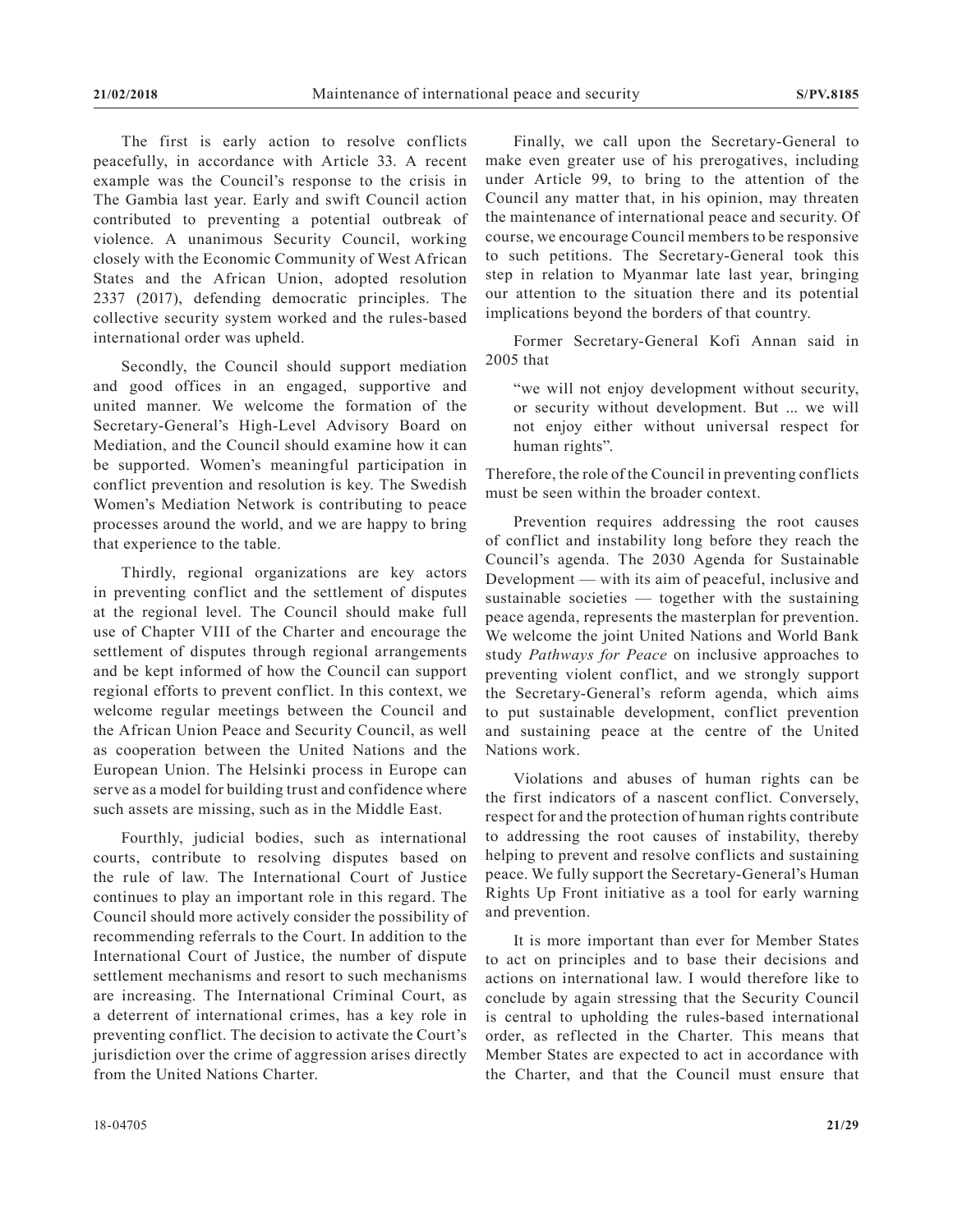The first is early action to resolve conflicts peacefully, in accordance with Article 33. A recent example was the Council's response to the crisis in The Gambia last year. Early and swift Council action contributed to preventing a potential outbreak of violence. A unanimous Security Council, working closely with the Economic Community of West African States and the African Union, adopted resolution 2337 (2017), defending democratic principles. The collective security system worked and the rules-based international order was upheld.

Secondly, the Council should support mediation and good offices in an engaged, supportive and united manner. We welcome the formation of the Secretary-General's High-Level Advisory Board on Mediation, and the Council should examine how it can be supported. Women's meaningful participation in conflict prevention and resolution is key. The Swedish Women's Mediation Network is contributing to peace processes around the world, and we are happy to bring that experience to the table.

Thirdly, regional organizations are key actors in preventing conflict and the settlement of disputes at the regional level. The Council should make full use of Chapter VIII of the Charter and encourage the settlement of disputes through regional arrangements and be kept informed of how the Council can support regional efforts to prevent conflict. In this context, we welcome regular meetings between the Council and the African Union Peace and Security Council, as well as cooperation between the United Nations and the European Union. The Helsinki process in Europe can serve as a model for building trust and confidence where such assets are missing, such as in the Middle East.

Fourthly, judicial bodies, such as international courts, contribute to resolving disputes based on the rule of law. The International Court of Justice continues to play an important role in this regard. The Council should more actively consider the possibility of recommending referrals to the Court. In addition to the International Court of Justice, the number of dispute settlement mechanisms and resort to such mechanisms are increasing. The International Criminal Court, as a deterrent of international crimes, has a key role in preventing conflict. The decision to activate the Court's jurisdiction over the crime of aggression arises directly from the United Nations Charter.

Finally, we call upon the Secretary-General to make even greater use of his prerogatives, including under Article 99, to bring to the attention of the Council any matter that, in his opinion, may threaten the maintenance of international peace and security. Of course, we encourage Council members to be responsive to such petitions. The Secretary-General took this step in relation to Myanmar late last year, bringing our attention to the situation there and its potential implications beyond the borders of that country.

Former Secretary-General Kofi Annan said in 2005 that

> "we will not enjoy development without security, or security without development. But ... we will not enjoy either without universal respect for human rights".

Therefore, the role of the Council in preventing conflicts must be seen within the broader context.

Prevention requires addressing the root causes of conflict and instability long before they reach the Council's agenda. The 2030 Agenda for Sustainable Development — with its aim of peaceful, inclusive and sustainable societies — together with the sustaining peace agenda, represents the masterplan for prevention. We welcome the joint United Nations and World Bank study *Pathways for Peace* on inclusive approaches to preventing violent conflict, and we strongly support the Secretary-General's reform agenda, which aims to put sustainable development, conflict prevention and sustaining peace at the centre of the United Nations work.

Violations and abuses of human rights can be the first indicators of a nascent conflict. Conversely, respect for and the protection of human rights contribute to addressing the root causes of instability, thereby helping to prevent and resolve conflicts and sustaining peace. We fully support the Secretary-General's Human Rights Up Front initiative as a tool for early warning and prevention.

It is more important than ever for Member States to act on principles and to base their decisions and actions on international law. I would therefore like to conclude by again stressing that the Security Council is central to upholding the rules-based international order, as reflected in the Charter. This means that Member States are expected to act in accordance with the Charter, and that the Council must ensure that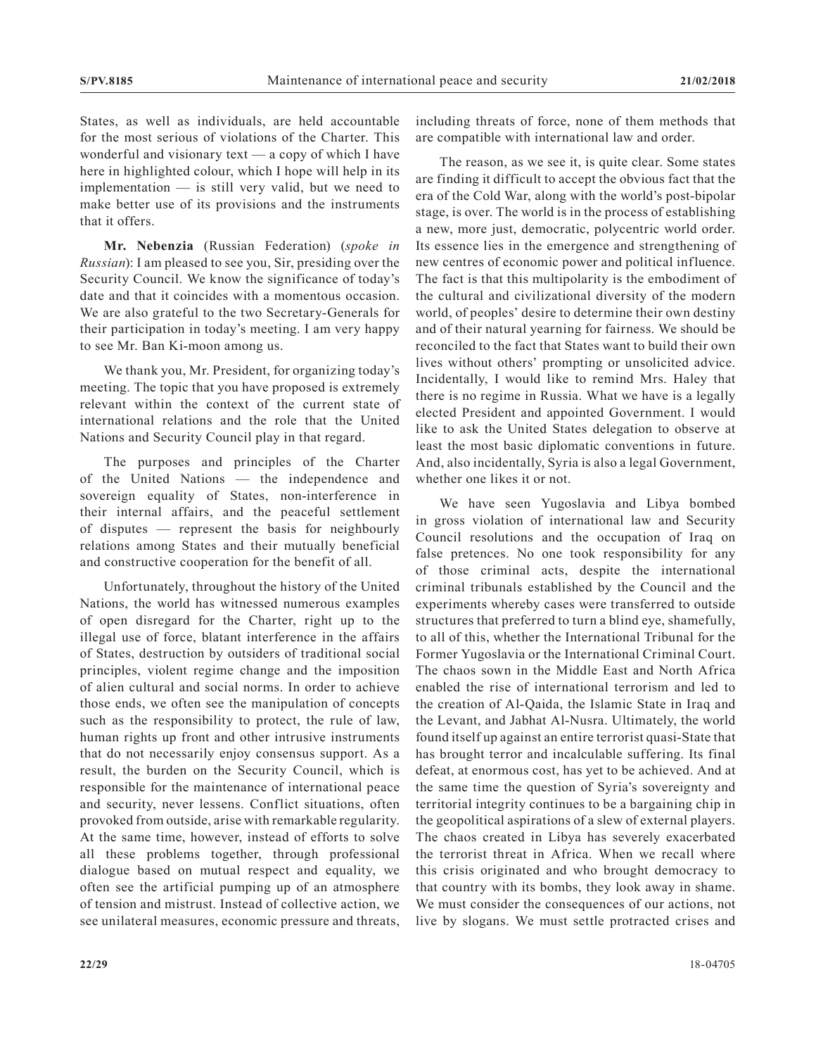States, as well as individuals, are held accountable for the most serious of violations of the Charter. This wonderful and visionary text — a copy of which I have here in highlighted colour, which I hope will help in its implementation — is still very valid, but we need to make better use of its provisions and the instruments that it offers.

**Mr. Nebenzia** (Russian Federation) (*spoke in Russian*): I am pleased to see you, Sir, presiding over the Security Council. We know the significance of today's date and that it coincides with a momentous occasion. We are also grateful to the two Secretary-Generals for their participation in today's meeting. I am very happy to see Mr. Ban Ki-moon among us.

We thank you, Mr. President, for organizing today's meeting. The topic that you have proposed is extremely relevant within the context of the current state of international relations and the role that the United Nations and Security Council play in that regard.

The purposes and principles of the Charter of the United Nations — the independence and sovereign equality of States, non-interference in their internal affairs, and the peaceful settlement of disputes — represent the basis for neighbourly relations among States and their mutually beneficial and constructive cooperation for the benefit of all.

Unfortunately, throughout the history of the United Nations, the world has witnessed numerous examples of open disregard for the Charter, right up to the illegal use of force, blatant interference in the affairs of States, destruction by outsiders of traditional social principles, violent regime change and the imposition of alien cultural and social norms. In order to achieve those ends, we often see the manipulation of concepts such as the responsibility to protect, the rule of law, human rights up front and other intrusive instruments that do not necessarily enjoy consensus support. As a result, the burden on the Security Council, which is responsible for the maintenance of international peace and security, never lessens. Conflict situations, often provoked from outside, arise with remarkable regularity. At the same time, however, instead of efforts to solve all these problems together, through professional dialogue based on mutual respect and equality, we often see the artificial pumping up of an atmosphere of tension and mistrust. Instead of collective action, we see unilateral measures, economic pressure and threats, including threats of force, none of them methods that are compatible with international law and order.

The reason, as we see it, is quite clear. Some states are finding it difficult to accept the obvious fact that the era of the Cold War, along with the world's post-bipolar stage, is over. The world is in the process of establishing a new, more just, democratic, polycentric world order. Its essence lies in the emergence and strengthening of new centres of economic power and political influence. The fact is that this multipolarity is the embodiment of the cultural and civilizational diversity of the modern world, of peoples' desire to determine their own destiny and of their natural yearning for fairness. We should be reconciled to the fact that States want to build their own lives without others' prompting or unsolicited advice. Incidentally, I would like to remind Mrs. Haley that there is no regime in Russia. What we have is a legally elected President and appointed Government. I would like to ask the United States delegation to observe at least the most basic diplomatic conventions in future. And, also incidentally, Syria is also a legal Government, whether one likes it or not.

We have seen Yugoslavia and Libya bombed in gross violation of international law and Security Council resolutions and the occupation of Iraq on false pretences. No one took responsibility for any of those criminal acts, despite the international criminal tribunals established by the Council and the experiments whereby cases were transferred to outside structures that preferred to turn a blind eye, shamefully, to all of this, whether the International Tribunal for the Former Yugoslavia or the International Criminal Court. The chaos sown in the Middle East and North Africa enabled the rise of international terrorism and led to the creation of Al-Qaida, the Islamic State in Iraq and the Levant, and Jabhat Al-Nusra. Ultimately, the world found itself up against an entire terrorist quasi-State that has brought terror and incalculable suffering. Its final defeat, at enormous cost, has yet to be achieved. And at the same time the question of Syria's sovereignty and territorial integrity continues to be a bargaining chip in the geopolitical aspirations of a slew of external players. The chaos created in Libya has severely exacerbated the terrorist threat in Africa. When we recall where this crisis originated and who brought democracy to that country with its bombs, they look away in shame. We must consider the consequences of our actions, not live by slogans. We must settle protracted crises and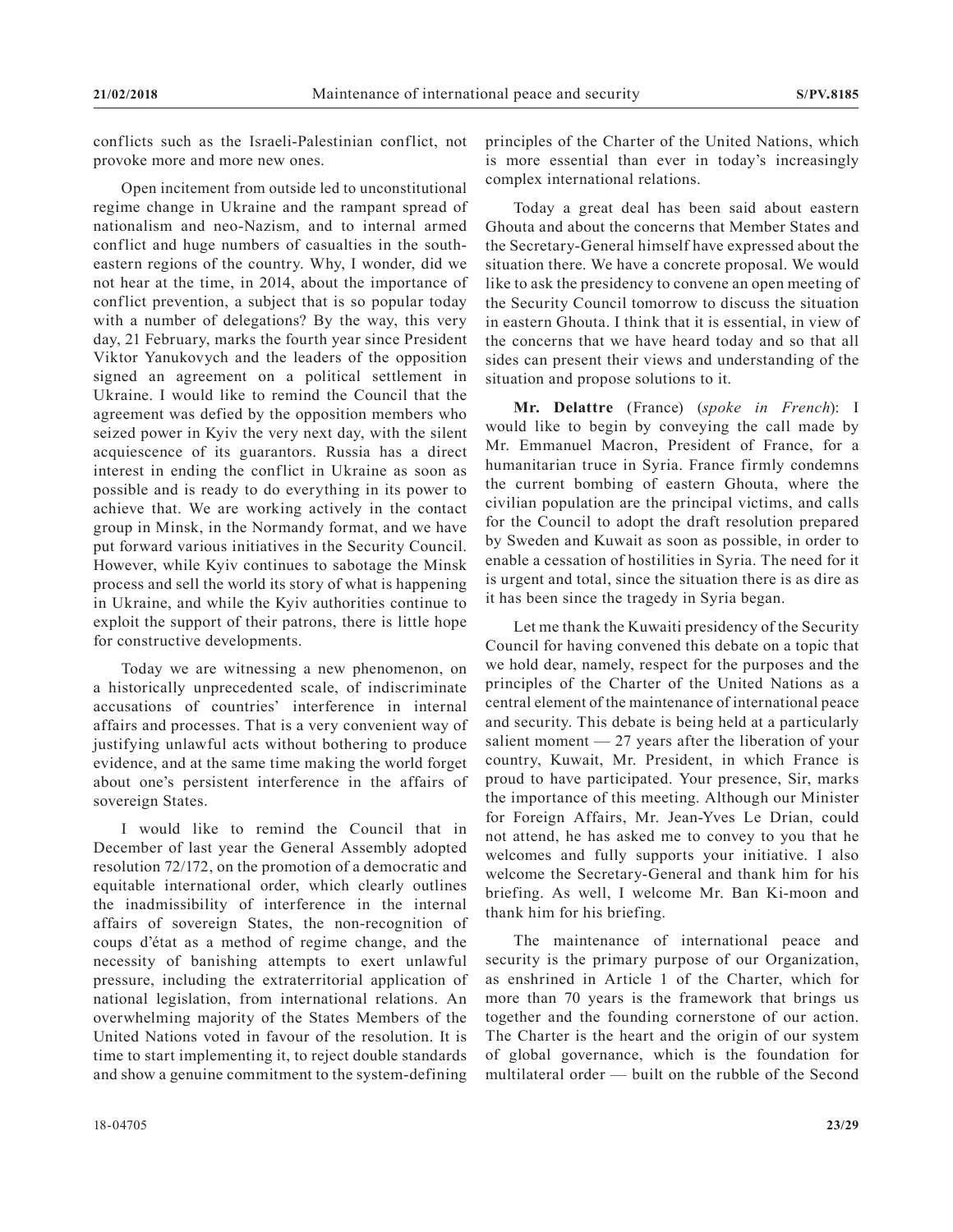conflicts such as the Israeli-Palestinian conflict, not provoke more and more new ones.

Open incitement from outside led to unconstitutional regime change in Ukraine and the rampant spread of nationalism and neo-Nazism, and to internal armed conflict and huge numbers of casualties in the south-eastern regions of the country. Why, I wonder, did we not hear at the time, in 2014, about the importance of conflict prevention, a subject that is so popular today with a number of delegations? By the way, this very day, 21 February, marks the fourth year since President Viktor Yanukovych and the leaders of the opposition signed an agreement on a political settlement in Ukraine. I would like to remind the Council that the agreement was defied by the opposition members who seized power in Kyiv the very next day, with the silent acquiescence of its guarantors. Russia has a direct interest in ending the conflict in Ukraine as soon as possible and is ready to do everything in its power to achieve that. We are working actively in the contact group in Minsk, in the Normandy format, and we have put forward various initiatives in the Security Council. However, while Kyiv continues to sabotage the Minsk process and sell the world its story of what is happening in Ukraine, and while the Kyiv authorities continue to exploit the support of their patrons, there is little hope for constructive developments.

Today we are witnessing a new phenomenon, on a historically unprecedented scale, of indiscriminate accusations of countries' interference in internal affairs and processes. That is a very convenient way of justifying unlawful acts without bothering to produce evidence, and at the same time making the world forget about one's persistent interference in the affairs of sovereign States.

I would like to remind the Council that in December of last year the General Assembly adopted resolution 72/172, on the promotion of a democratic and equitable international order, which clearly outlines the inadmissibility of interference in the internal affairs of sovereign States, the non-recognition of coups d'état as a method of regime change, and the necessity of banishing attempts to exert unlawful pressure, including the extraterritorial application of national legislation, from international relations. An overwhelming majority of the States Members of the United Nations voted in favour of the resolution. It is time to start implementing it, to reject double standards and show a genuine commitment to the system-defining principles of the Charter of the United Nations, which is more essential than ever in today's increasingly complex international relations.

Today a great deal has been said about eastern Ghouta and about the concerns that Member States and the Secretary-General himself have expressed about the situation there. We have a concrete proposal. We would like to ask the presidency to convene an open meeting of the Security Council tomorrow to discuss the situation in eastern Ghouta. I think that it is essential, in view of the concerns that we have heard today and so that all sides can present their views and understanding of the situation and propose solutions to it.

**Mr. Delattre** (France) (*spoke in French*): I would like to begin by conveying the call made by Mr. Emmanuel Macron, President of France, for a humanitarian truce in Syria. France firmly condemns the current bombing of eastern Ghouta, where the civilian population are the principal victims, and calls for the Council to adopt the draft resolution prepared by Sweden and Kuwait as soon as possible, in order to enable a cessation of hostilities in Syria. The need for it is urgent and total, since the situation there is as dire as it has been since the tragedy in Syria began.

Let me thank the Kuwaiti presidency of the Security Council for having convened this debate on a topic that we hold dear, namely, respect for the purposes and the principles of the Charter of the United Nations as a central element of the maintenance of international peace and security. This debate is being held at a particularly salient moment — 27 years after the liberation of your country, Kuwait, Mr. President, in which France is proud to have participated. Your presence, Sir, marks the importance of this meeting. Although our Minister for Foreign Affairs, Mr. Jean-Yves Le Drian, could not attend, he has asked me to convey to you that he welcomes and fully supports your initiative. I also welcome the Secretary-General and thank him for his briefing. As well, I welcome Mr. Ban Ki-moon and thank him for his briefing.

The maintenance of international peace and security is the primary purpose of our Organization, as enshrined in Article 1 of the Charter, which for more than 70 years is the framework that brings us together and the founding cornerstone of our action. The Charter is the heart and the origin of our system of global governance, which is the foundation for multilateral order — built on the rubble of the Second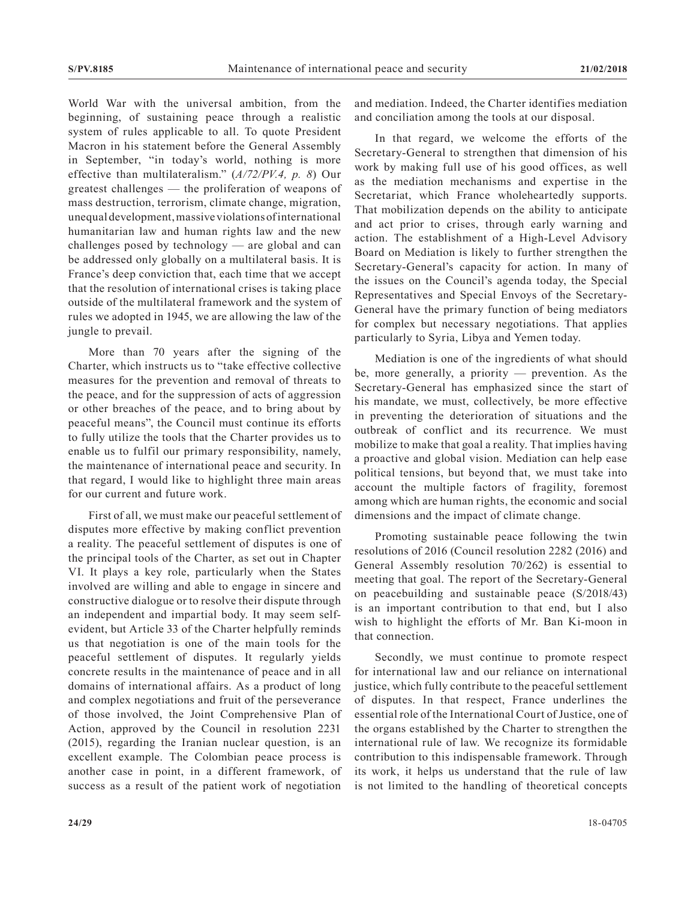World War with the universal ambition, from the beginning, of sustaining peace through a realistic system of rules applicable to all. To quote President Macron in his statement before the General Assembly in September, "in today's world, nothing is more effective than multilateralism." (*A/72/PV.4, p. 8*) Our greatest challenges — the proliferation of weapons of mass destruction, terrorism, climate change, migration, unequal development, massive violations of international humanitarian law and human rights law and the new challenges posed by technology — are global and can be addressed only globally on a multilateral basis. It is France's deep conviction that, each time that we accept that the resolution of international crises is taking place outside of the multilateral framework and the system of rules we adopted in 1945, we are allowing the law of the jungle to prevail.

More than 70 years after the signing of the Charter, which instructs us to "take effective collective measures for the prevention and removal of threats to the peace, and for the suppression of acts of aggression or other breaches of the peace, and to bring about by peaceful means", the Council must continue its efforts to fully utilize the tools that the Charter provides us to enable us to fulfil our primary responsibility, namely, the maintenance of international peace and security. In that regard, I would like to highlight three main areas for our current and future work.

First of all, we must make our peaceful settlement of disputes more effective by making conflict prevention a reality. The peaceful settlement of disputes is one of the principal tools of the Charter, as set out in Chapter VI. It plays a key role, particularly when the States involved are willing and able to engage in sincere and constructive dialogue or to resolve their dispute through an independent and impartial body. It may seem self-evident, but Article 33 of the Charter helpfully reminds us that negotiation is one of the main tools for the peaceful settlement of disputes. It regularly yields concrete results in the maintenance of peace and in all domains of international affairs. As a product of long and complex negotiations and fruit of the perseverance of those involved, the Joint Comprehensive Plan of Action, approved by the Council in resolution 2231 (2015), regarding the Iranian nuclear question, is an excellent example. The Colombian peace process is another case in point, in a different framework, of success as a result of the patient work of negotiation and mediation. Indeed, the Charter identifies mediation and conciliation among the tools at our disposal.

In that regard, we welcome the efforts of the Secretary-General to strengthen that dimension of his work by making full use of his good offices, as well as the mediation mechanisms and expertise in the Secretariat, which France wholeheartedly supports. That mobilization depends on the ability to anticipate and act prior to crises, through early warning and action. The establishment of a High-Level Advisory Board on Mediation is likely to further strengthen the Secretary-General's capacity for action. In many of the issues on the Council's agenda today, the Special Representatives and Special Envoys of the Secretary-General have the primary function of being mediators for complex but necessary negotiations. That applies particularly to Syria, Libya and Yemen today.

Mediation is one of the ingredients of what should be, more generally, a priority — prevention. As the Secretary-General has emphasized since the start of his mandate, we must, collectively, be more effective in preventing the deterioration of situations and the outbreak of conflict and its recurrence. We must mobilize to make that goal a reality. That implies having a proactive and global vision. Mediation can help ease political tensions, but beyond that, we must take into account the multiple factors of fragility, foremost among which are human rights, the economic and social dimensions and the impact of climate change.

Promoting sustainable peace following the twin resolutions of 2016 (Council resolution 2282 (2016) and General Assembly resolution 70/262) is essential to meeting that goal. The report of the Secretary-General on peacebuilding and sustainable peace (S/2018/43) is an important contribution to that end, but I also wish to highlight the efforts of Mr. Ban Ki-moon in that connection.

Secondly, we must continue to promote respect for international law and our reliance on international justice, which fully contribute to the peaceful settlement of disputes. In that respect, France underlines the essential role of the International Court of Justice, one of the organs established by the Charter to strengthen the international rule of law. We recognize its formidable contribution to this indispensable framework. Through its work, it helps us understand that the rule of law is not limited to the handling of theoretical concepts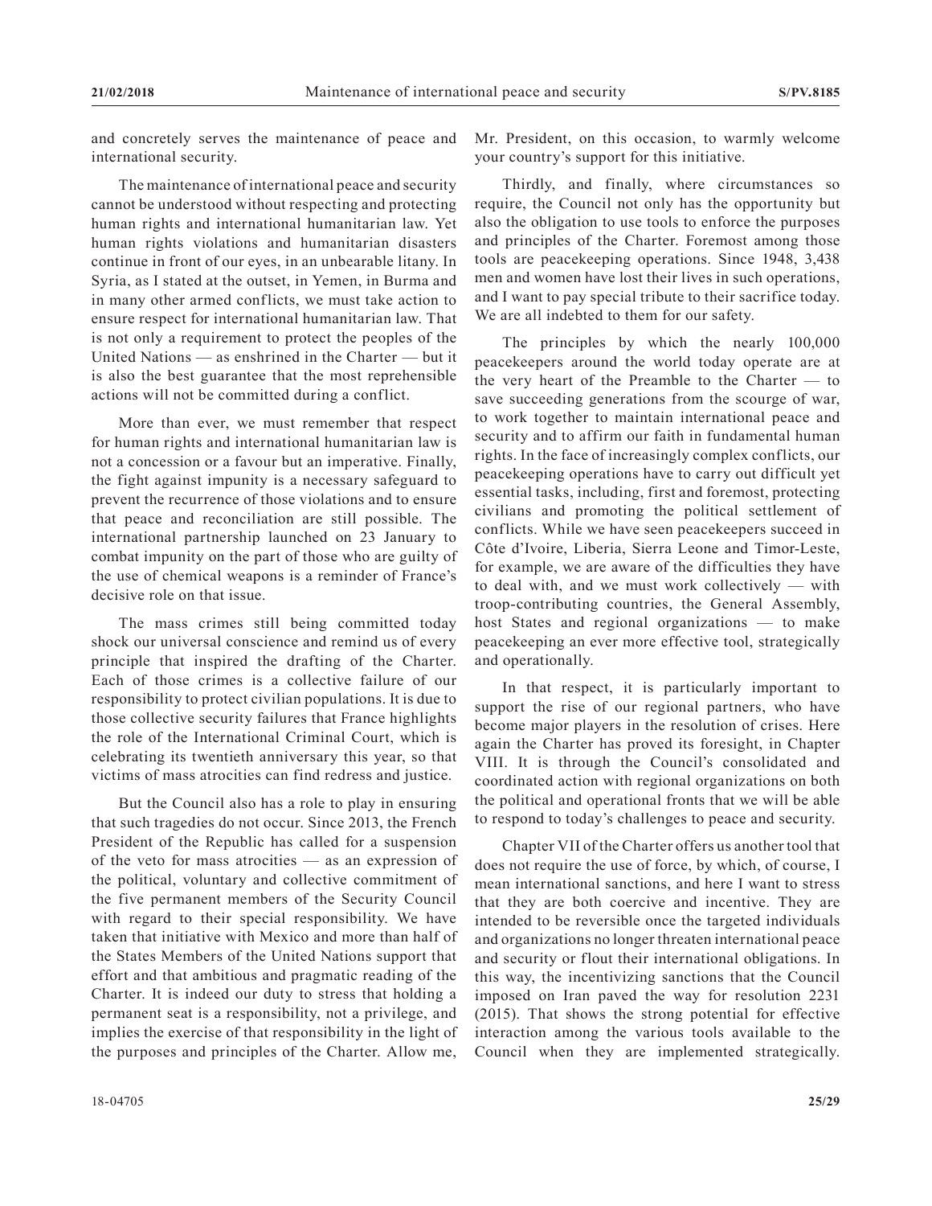and concretely serves the maintenance of peace and international security.

The maintenance of international peace and security cannot be understood without respecting and protecting human rights and international humanitarian law. Yet human rights violations and humanitarian disasters continue in front of our eyes, in an unbearable litany. In Syria, as I stated at the outset, in Yemen, in Burma and in many other armed conflicts, we must take action to ensure respect for international humanitarian law. That is not only a requirement to protect the peoples of the United Nations — as enshrined in the Charter — but it is also the best guarantee that the most reprehensible actions will not be committed during a conflict.

More than ever, we must remember that respect for human rights and international humanitarian law is not a concession or a favour but an imperative. Finally, the fight against impunity is a necessary safeguard to prevent the recurrence of those violations and to ensure that peace and reconciliation are still possible. The international partnership launched on 23 January to combat impunity on the part of those who are guilty of the use of chemical weapons is a reminder of France's decisive role on that issue.

The mass crimes still being committed today shock our universal conscience and remind us of every principle that inspired the drafting of the Charter. Each of those crimes is a collective failure of our responsibility to protect civilian populations. It is due to those collective security failures that France highlights the role of the International Criminal Court, which is celebrating its twentieth anniversary this year, so that victims of mass atrocities can find redress and justice.

But the Council also has a role to play in ensuring that such tragedies do not occur. Since 2013, the French President of the Republic has called for a suspension of the veto for mass atrocities — as an expression of the political, voluntary and collective commitment of the five permanent members of the Security Council with regard to their special responsibility. We have taken that initiative with Mexico and more than half of the States Members of the United Nations support that effort and that ambitious and pragmatic reading of the Charter. It is indeed our duty to stress that holding a permanent seat is a responsibility, not a privilege, and implies the exercise of that responsibility in the light of the purposes and principles of the Charter. Allow me, Mr. President, on this occasion, to warmly welcome your country's support for this initiative.

Thirdly, and finally, where circumstances so require, the Council not only has the opportunity but also the obligation to use tools to enforce the purposes and principles of the Charter. Foremost among those tools are peacekeeping operations. Since 1948, 3,438 men and women have lost their lives in such operations, and I want to pay special tribute to their sacrifice today. We are all indebted to them for our safety.

The principles by which the nearly 100,000 peacekeepers around the world today operate are at the very heart of the Preamble to the Charter — to save succeeding generations from the scourge of war, to work together to maintain international peace and security and to affirm our faith in fundamental human rights. In the face of increasingly complex conflicts, our peacekeeping operations have to carry out difficult yet essential tasks, including, first and foremost, protecting civilians and promoting the political settlement of conflicts. While we have seen peacekeepers succeed in Côte d'Ivoire, Liberia, Sierra Leone and Timor-Leste, for example, we are aware of the difficulties they have to deal with, and we must work collectively — with troop-contributing countries, the General Assembly, host States and regional organizations — to make peacekeeping an ever more effective tool, strategically and operationally.

In that respect, it is particularly important to support the rise of our regional partners, who have become major players in the resolution of crises. Here again the Charter has proved its foresight, in Chapter VIII. It is through the Council's consolidated and coordinated action with regional organizations on both the political and operational fronts that we will be able to respond to today's challenges to peace and security.

Chapter VII of the Charter offers us another tool that does not require the use of force, by which, of course, I mean international sanctions, and here I want to stress that they are both coercive and incentive. They are intended to be reversible once the targeted individuals and organizations no longer threaten international peace and security or flout their international obligations. In this way, the incentivizing sanctions that the Council imposed on Iran paved the way for resolution 2231 (2015). That shows the strong potential for effective interaction among the various tools available to the Council when they are implemented strategically.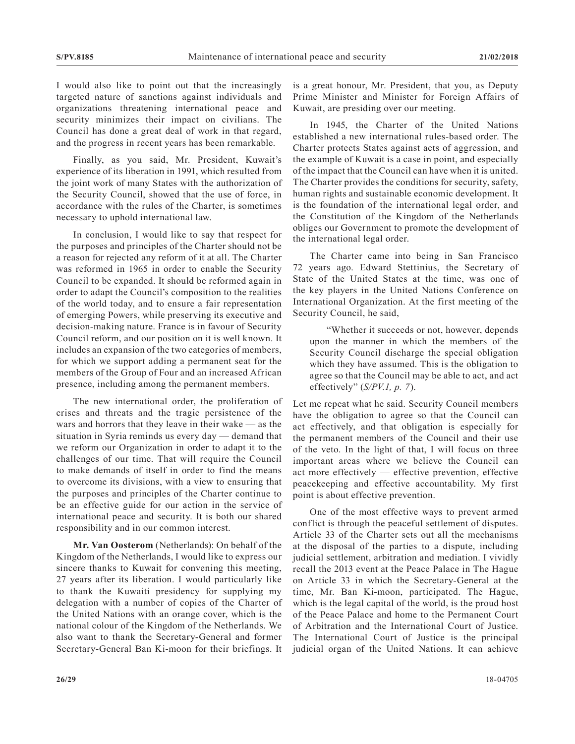I would also like to point out that the increasingly targeted nature of sanctions against individuals and organizations threatening international peace and security minimizes their impact on civilians. The Council has done a great deal of work in that regard, and the progress in recent years has been remarkable.

Finally, as you said, Mr. President, Kuwait's experience of its liberation in 1991, which resulted from the joint work of many States with the authorization of the Security Council, showed that the use of force, in accordance with the rules of the Charter, is sometimes necessary to uphold international law.

In conclusion, I would like to say that respect for the purposes and principles of the Charter should not be a reason for rejected any reform of it at all. The Charter was reformed in 1965 in order to enable the Security Council to be expanded. It should be reformed again in order to adapt the Council's composition to the realities of the world today, and to ensure a fair representation of emerging Powers, while preserving its executive and decision-making nature. France is in favour of Security Council reform, and our position on it is well known. It includes an expansion of the two categories of members, for which we support adding a permanent seat for the members of the Group of Four and an increased African presence, including among the permanent members.

The new international order, the proliferation of crises and threats and the tragic persistence of the wars and horrors that they leave in their wake — as the situation in Syria reminds us every day — demand that we reform our Organization in order to adapt it to the challenges of our time. That will require the Council to make demands of itself in order to find the means to overcome its divisions, with a view to ensuring that the purposes and principles of the Charter continue to be an effective guide for our action in the service of international peace and security. It is both our shared responsibility and in our common interest.

**Mr. Van Oosterom** (Netherlands): On behalf of the Kingdom of the Netherlands, I would like to express our sincere thanks to Kuwait for convening this meeting, 27 years after its liberation. I would particularly like to thank the Kuwaiti presidency for supplying my delegation with a number of copies of the Charter of the United Nations with an orange cover, which is the national colour of the Kingdom of the Netherlands. We also want to thank the Secretary-General and former Secretary-General Ban Ki-moon for their briefings. It is a great honour, Mr. President, that you, as Deputy Prime Minister and Minister for Foreign Affairs of Kuwait, are presiding over our meeting.

In 1945, the Charter of the United Nations established a new international rules-based order. The Charter protects States against acts of aggression, and the example of Kuwait is a case in point, and especially of the impact that the Council can have when it is united. The Charter provides the conditions for security, safety, human rights and sustainable economic development. It is the foundation of the international legal order, and the Constitution of the Kingdom of the Netherlands obliges our Government to promote the development of the international legal order.

The Charter came into being in San Francisco 72 years ago. Edward Stettinius, the Secretary of State of the United States at the time, was one of the key players in the United Nations Conference on International Organization. At the first meeting of the Security Council, he said,

> "Whether it succeeds or not, however, depends upon the manner in which the members of the Security Council discharge the special obligation which they have assumed. This is the obligation to agree so that the Council may be able to act, and act effectively" (*S/PV.1, p. 7*).

Let me repeat what he said. Security Council members have the obligation to agree so that the Council can act effectively, and that obligation is especially for the permanent members of the Council and their use of the veto. In the light of that, I will focus on three important areas where we believe the Council can act more effectively — effective prevention, effective peacekeeping and effective accountability. My first point is about effective prevention.

One of the most effective ways to prevent armed conflict is through the peaceful settlement of disputes. Article 33 of the Charter sets out all the mechanisms at the disposal of the parties to a dispute, including judicial settlement, arbitration and mediation. I vividly recall the 2013 event at the Peace Palace in The Hague on Article 33 in which the Secretary-General at the time, Mr. Ban Ki-moon, participated. The Hague, which is the legal capital of the world, is the proud host of the Peace Palace and home to the Permanent Court of Arbitration and the International Court of Justice. The International Court of Justice is the principal judicial organ of the United Nations. It can achieve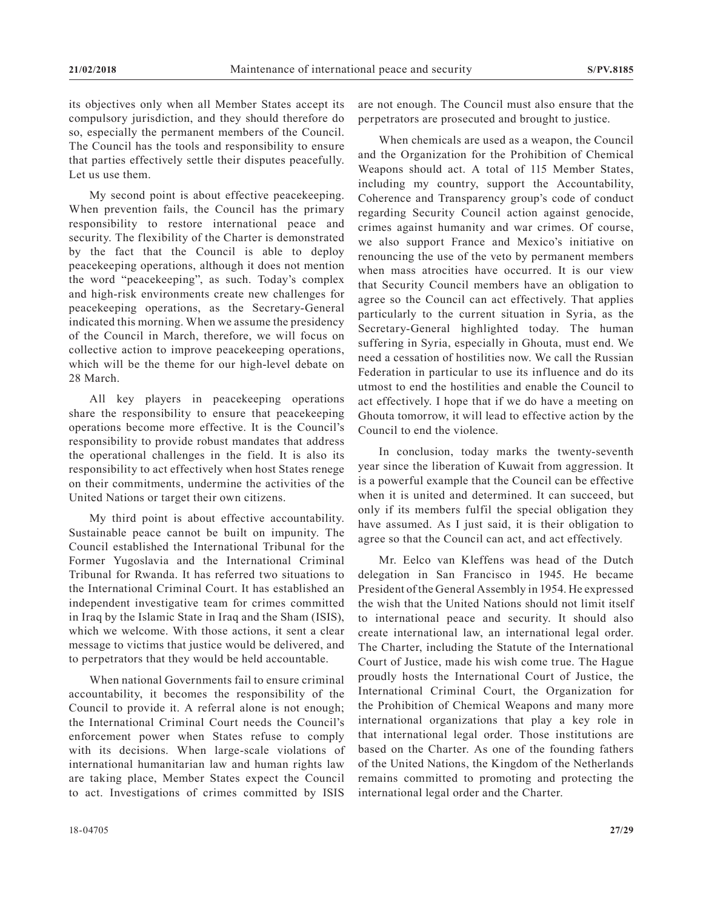its objectives only when all Member States accept its compulsory jurisdiction, and they should therefore do so, especially the permanent members of the Council. The Council has the tools and responsibility to ensure that parties effectively settle their disputes peacefully. Let us use them.

My second point is about effective peacekeeping. When prevention fails, the Council has the primary responsibility to restore international peace and security. The flexibility of the Charter is demonstrated by the fact that the Council is able to deploy peacekeeping operations, although it does not mention the word "peacekeeping", as such. Today's complex and high-risk environments create new challenges for peacekeeping operations, as the Secretary-General indicated this morning. When we assume the presidency of the Council in March, therefore, we will focus on collective action to improve peacekeeping operations, which will be the theme for our high-level debate on 28 March.

All key players in peacekeeping operations share the responsibility to ensure that peacekeeping operations become more effective. It is the Council's responsibility to provide robust mandates that address the operational challenges in the field. It is also its responsibility to act effectively when host States renege on their commitments, undermine the activities of the United Nations or target their own citizens.

My third point is about effective accountability. Sustainable peace cannot be built on impunity. The Council established the International Tribunal for the Former Yugoslavia and the International Criminal Tribunal for Rwanda. It has referred two situations to the International Criminal Court. It has established an independent investigative team for crimes committed in Iraq by the Islamic State in Iraq and the Sham (ISIS), which we welcome. With those actions, it sent a clear message to victims that justice would be delivered, and to perpetrators that they would be held accountable.

When national Governments fail to ensure criminal accountability, it becomes the responsibility of the Council to provide it. A referral alone is not enough; the International Criminal Court needs the Council's enforcement power when States refuse to comply with its decisions. When large-scale violations of international humanitarian law and human rights law are taking place, Member States expect the Council to act. Investigations of crimes committed by ISIS are not enough. The Council must also ensure that the perpetrators are prosecuted and brought to justice.

When chemicals are used as a weapon, the Council and the Organization for the Prohibition of Chemical Weapons should act. A total of 115 Member States, including my country, support the Accountability, Coherence and Transparency group's code of conduct regarding Security Council action against genocide, crimes against humanity and war crimes. Of course, we also support France and Mexico's initiative on renouncing the use of the veto by permanent members when mass atrocities have occurred. It is our view that Security Council members have an obligation to agree so the Council can act effectively. That applies particularly to the current situation in Syria, as the Secretary-General highlighted today. The human suffering in Syria, especially in Ghouta, must end. We need a cessation of hostilities now. We call the Russian Federation in particular to use its influence and do its utmost to end the hostilities and enable the Council to act effectively. I hope that if we do have a meeting on Ghouta tomorrow, it will lead to effective action by the Council to end the violence.

In conclusion, today marks the twenty-seventh year since the liberation of Kuwait from aggression. It is a powerful example that the Council can be effective when it is united and determined. It can succeed, but only if its members fulfil the special obligation they have assumed. As I just said, it is their obligation to agree so that the Council can act, and act effectively.

Mr. Eelco van Kleffens was head of the Dutch delegation in San Francisco in 1945. He became President of the General Assembly in 1954. He expressed the wish that the United Nations should not limit itself to international peace and security. It should also create international law, an international legal order. The Charter, including the Statute of the International Court of Justice, made his wish come true. The Hague proudly hosts the International Court of Justice, the International Criminal Court, the Organization for the Prohibition of Chemical Weapons and many more international organizations that play a key role in that international legal order. Those institutions are based on the Charter. As one of the founding fathers of the United Nations, the Kingdom of the Netherlands remains committed to promoting and protecting the international legal order and the Charter.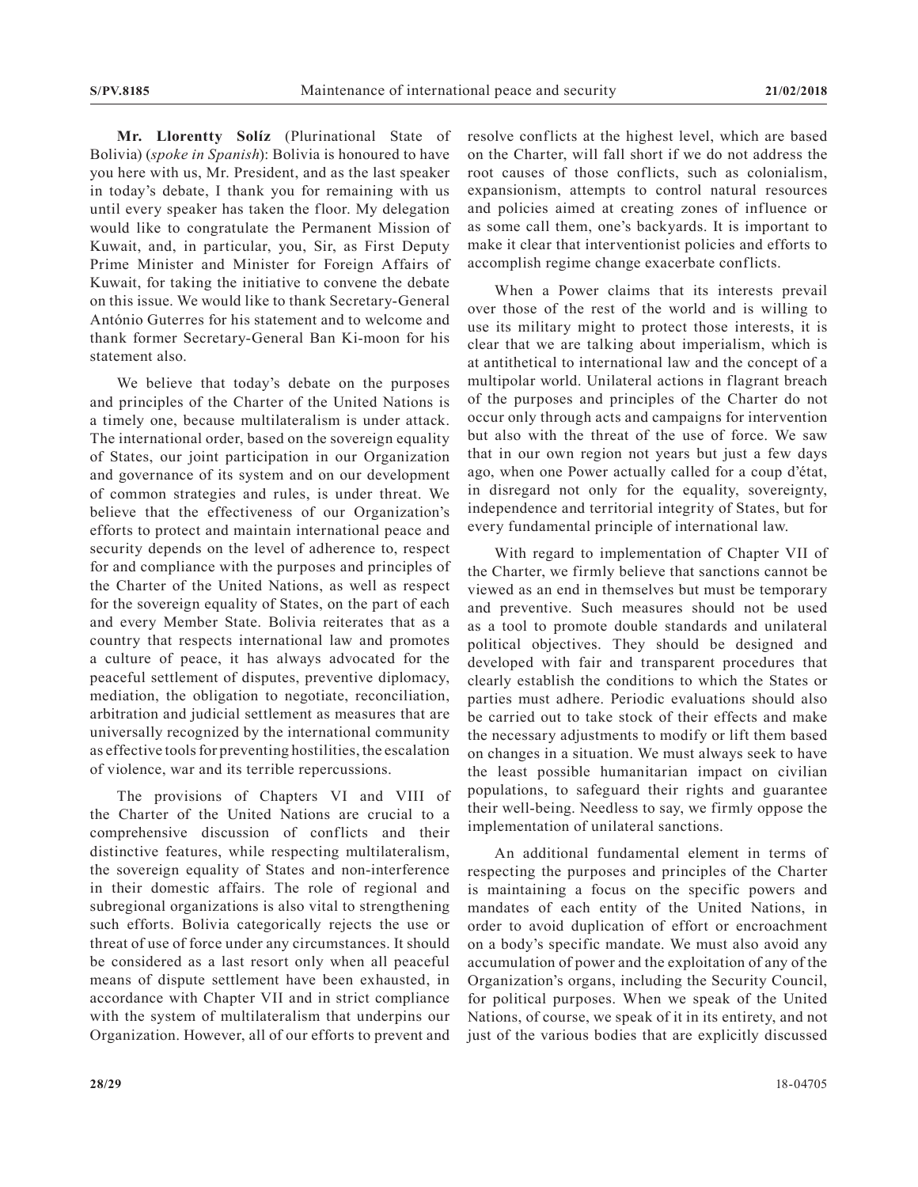**Mr. Llorentty Solíz** (Plurinational State of Bolivia) (*spoke in Spanish*): Bolivia is honoured to have you here with us, Mr. President, and as the last speaker in today's debate, I thank you for remaining with us until every speaker has taken the floor. My delegation would like to congratulate the Permanent Mission of Kuwait, and, in particular, you, Sir, as First Deputy Prime Minister and Minister for Foreign Affairs of Kuwait, for taking the initiative to convene the debate on this issue. We would like to thank Secretary-General António Guterres for his statement and to welcome and thank former Secretary-General Ban Ki-moon for his statement also.

We believe that today's debate on the purposes and principles of the Charter of the United Nations is a timely one, because multilateralism is under attack. The international order, based on the sovereign equality of States, our joint participation in our Organization and governance of its system and on our development of common strategies and rules, is under threat. We believe that the effectiveness of our Organization's efforts to protect and maintain international peace and security depends on the level of adherence to, respect for and compliance with the purposes and principles of the Charter of the United Nations, as well as respect for the sovereign equality of States, on the part of each and every Member State. Bolivia reiterates that as a country that respects international law and promotes a culture of peace, it has always advocated for the peaceful settlement of disputes, preventive diplomacy, mediation, the obligation to negotiate, reconciliation, arbitration and judicial settlement as measures that are universally recognized by the international community as effective tools for preventing hostilities, the escalation of violence, war and its terrible repercussions.

The provisions of Chapters VI and VIII of the Charter of the United Nations are crucial to a comprehensive discussion of conflicts and their distinctive features, while respecting multilateralism, the sovereign equality of States and non-interference in their domestic affairs. The role of regional and subregional organizations is also vital to strengthening such efforts. Bolivia categorically rejects the use or threat of use of force under any circumstances. It should be considered as a last resort only when all peaceful means of dispute settlement have been exhausted, in accordance with Chapter VII and in strict compliance with the system of multilateralism that underpins our Organization. However, all of our efforts to prevent and resolve conflicts at the highest level, which are based on the Charter, will fall short if we do not address the root causes of those conflicts, such as colonialism, expansionism, attempts to control natural resources and policies aimed at creating zones of influence or as some call them, one's backyards. It is important to make it clear that interventionist policies and efforts to accomplish regime change exacerbate conflicts.

When a Power claims that its interests prevail over those of the rest of the world and is willing to use its military might to protect those interests, it is clear that we are talking about imperialism, which is at antithetical to international law and the concept of a multipolar world. Unilateral actions in flagrant breach of the purposes and principles of the Charter do not occur only through acts and campaigns for intervention but also with the threat of the use of force. We saw that in our own region not years but just a few days ago, when one Power actually called for a coup d'état, in disregard not only for the equality, sovereignty, independence and territorial integrity of States, but for every fundamental principle of international law.

With regard to implementation of Chapter VII of the Charter, we firmly believe that sanctions cannot be viewed as an end in themselves but must be temporary and preventive. Such measures should not be used as a tool to promote double standards and unilateral political objectives. They should be designed and developed with fair and transparent procedures that clearly establish the conditions to which the States or parties must adhere. Periodic evaluations should also be carried out to take stock of their effects and make the necessary adjustments to modify or lift them based on changes in a situation. We must always seek to have the least possible humanitarian impact on civilian populations, to safeguard their rights and guarantee their well-being. Needless to say, we firmly oppose the implementation of unilateral sanctions.

An additional fundamental element in terms of respecting the purposes and principles of the Charter is maintaining a focus on the specific powers and mandates of each entity of the United Nations, in order to avoid duplication of effort or encroachment on a body's specific mandate. We must also avoid any accumulation of power and the exploitation of any of the Organization's organs, including the Security Council, for political purposes. When we speak of the United Nations, of course, we speak of it in its entirety, and not just of the various bodies that are explicitly discussed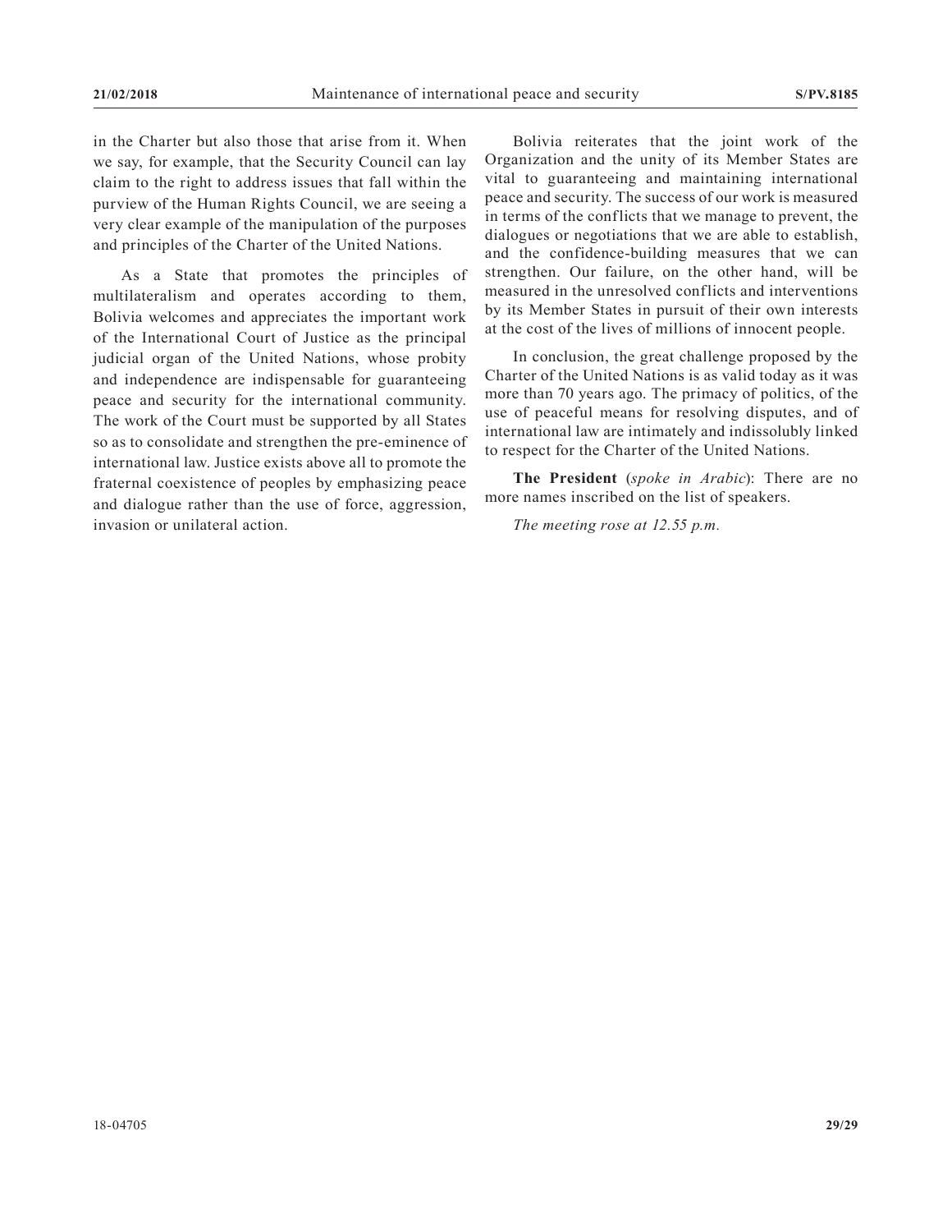in the Charter but also those that arise from it. When we say, for example, that the Security Council can lay claim to the right to address issues that fall within the purview of the Human Rights Council, we are seeing a very clear example of the manipulation of the purposes and principles of the Charter of the United Nations.

As a State that promotes the principles of multilateralism and operates according to them, Bolivia welcomes and appreciates the important work of the International Court of Justice as the principal judicial organ of the United Nations, whose probity and independence are indispensable for guaranteeing peace and security for the international community. The work of the Court must be supported by all States so as to consolidate and strengthen the pre-eminence of international law. Justice exists above all to promote the fraternal coexistence of peoples by emphasizing peace and dialogue rather than the use of force, aggression, invasion or unilateral action.

Bolivia reiterates that the joint work of the Organization and the unity of its Member States are vital to guaranteeing and maintaining international peace and security. The success of our work is measured in terms of the conflicts that we manage to prevent, the dialogues or negotiations that we are able to establish, and the confidence-building measures that we can strengthen. Our failure, on the other hand, will be measured in the unresolved conflicts and interventions by its Member States in pursuit of their own interests at the cost of the lives of millions of innocent people.

In conclusion, the great challenge proposed by the Charter of the United Nations is as valid today as it was more than 70 years ago. The primacy of politics, of the use of peaceful means for resolving disputes, and of international law are intimately and indissolubly linked to respect for the Charter of the United Nations.

**The President** (*spoke in Arabic*): There are no more names inscribed on the list of speakers.

*The meeting rose at 12.55 p.m.*